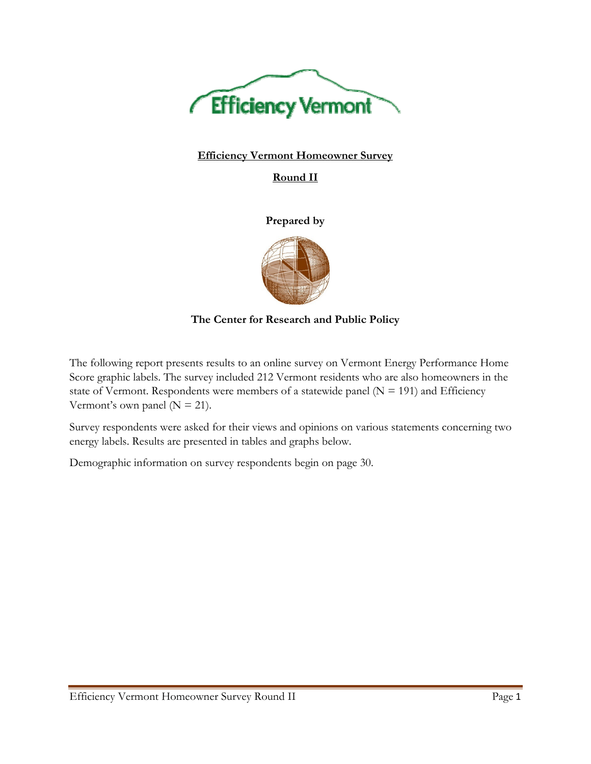**Efficiency Vermont Homeowner Survey**

**Round II**

**Prepared by**

**The Center for Research and Public Policy**

The following report presents results to an online survey on Vermont Energy Performance Home Score graphic labels. The survey included 212 Vermont residents who are also homeowners in the state of Vermont. Respondents were members of a statewide panel (N = 191) and Efficiency Vermont's own panel (N = 21).

Survey respondents were asked for their views and opinions on various statements concerning two energy labels. Results are presented in tables and graphs below.

Demographic information on survey respondents begin on page 30.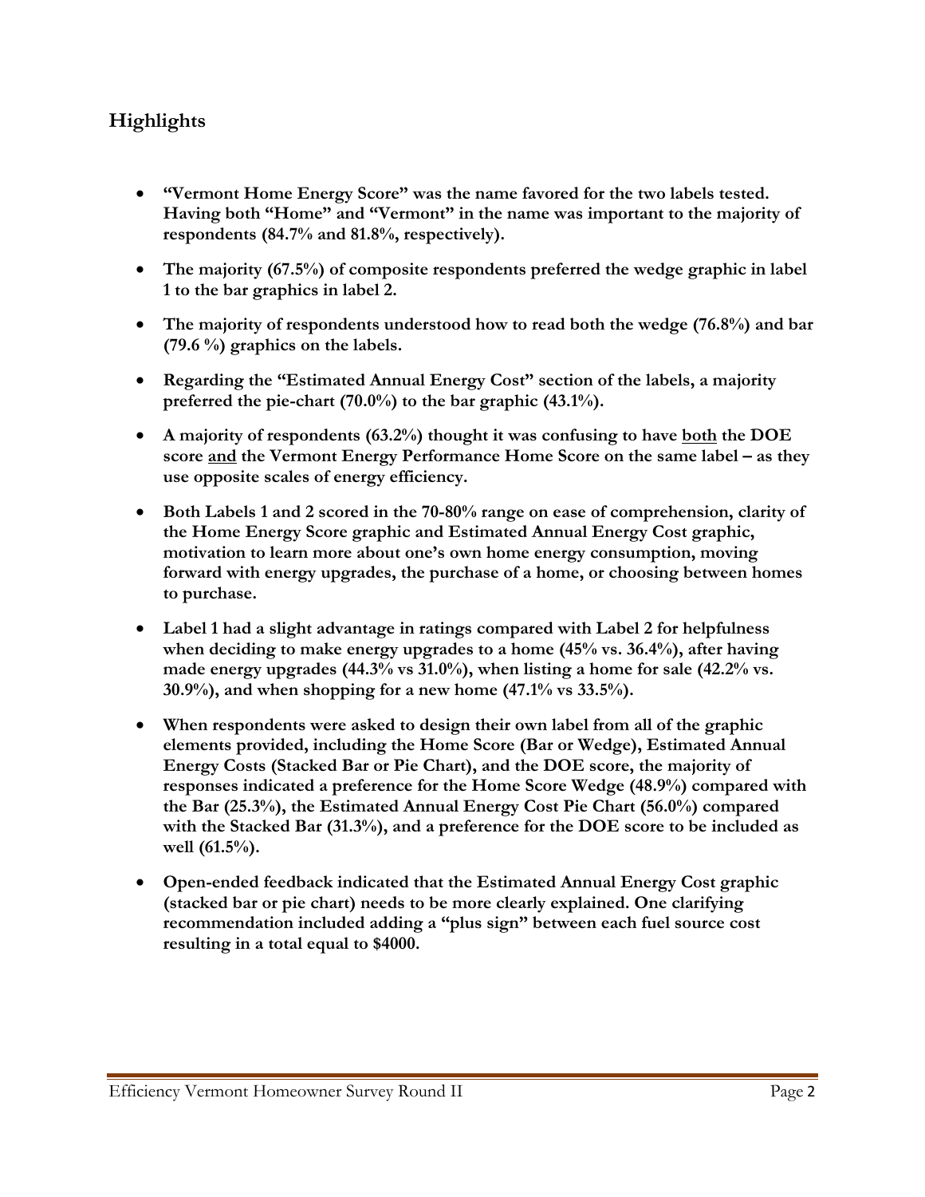## Highlights

- **"Vermont Home Energy Score" was the name favored for the two labels tested. Having both "Home" and "Vermont" in the name was important to the majority of respondents (84.7% and 81.8%, respectively).**
- **The majority (67.5%) of composite respondents preferred the wedge graphic in label 1 to the bar graphics in label 2.**
- **The majority of respondents understood how to read both the wedge (76.8%) and bar (79.6 %) graphics on the labels.**
- **Regarding the "Estimated Annual Energy Cost" section of the labels, a majority preferred the pie-chart (70.0%) to the bar graphic (43.1%).**
- **A majority of respondents (63.2%) thought it was confusing to have <u>both</u> the DOE score <u>and</u> the Vermont Energy Performance Home Score on the same label – as they use opposite scales of energy efficiency.**
- **Both Labels 1 and 2 scored in the 70-80% range on ease of comprehension, clarity of the Home Energy Score graphic and Estimated Annual Energy Cost graphic, motivation to learn more about one's own home energy consumption, moving forward with energy upgrades, the purchase of a home, or choosing between homes to purchase.**
- **Label 1 had a slight advantage in ratings compared with Label 2 for helpfulness when deciding to make energy upgrades to a home (45% vs. 36.4%), after having made energy upgrades (44.3% vs 31.0%), when listing a home for sale (42.2% vs. 30.9%), and when shopping for a new home (47.1% vs 33.5%).**
- **When respondents were asked to design their own label from all of the graphic elements provided, including the Home Score (Bar or Wedge), Estimated Annual Energy Costs (Stacked Bar or Pie Chart), and the DOE score, the majority of responses indicated a preference for the Home Score Wedge (48.9%) compared with the Bar (25.3%), the Estimated Annual Energy Cost Pie Chart (56.0%) compared with the Stacked Bar (31.3%), and a preference for the DOE score to be included as well (61.5%).**
- **Open-ended feedback indicated that the Estimated Annual Energy Cost graphic (stacked bar or pie chart) needs to be more clearly explained. One clarifying recommendation included adding a "plus sign" between each fuel source cost resulting in a total equal to $4000.**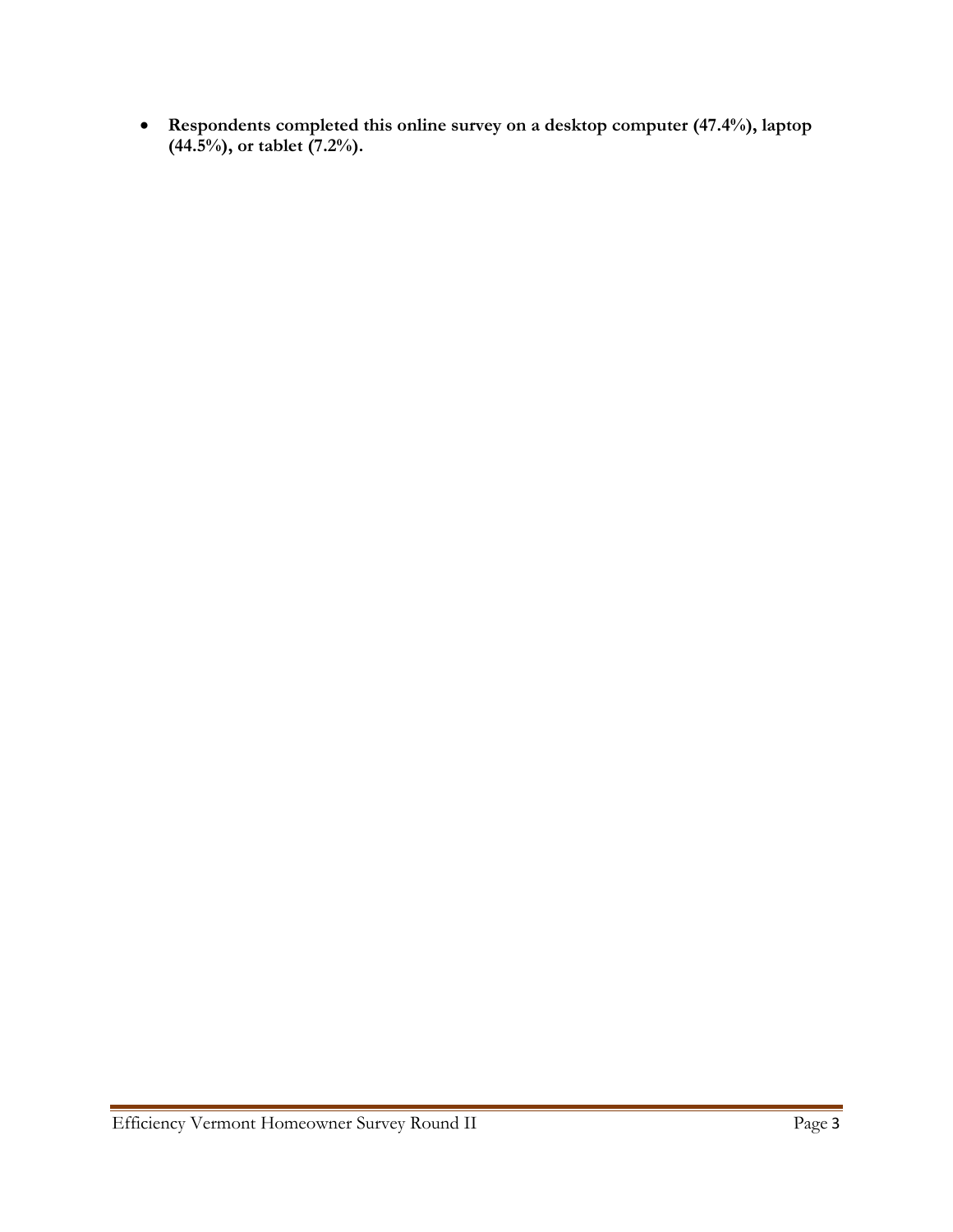- **Respondents completed this online survey on a desktop computer (47.4%), laptop (44.5%), or tablet (7.2%).**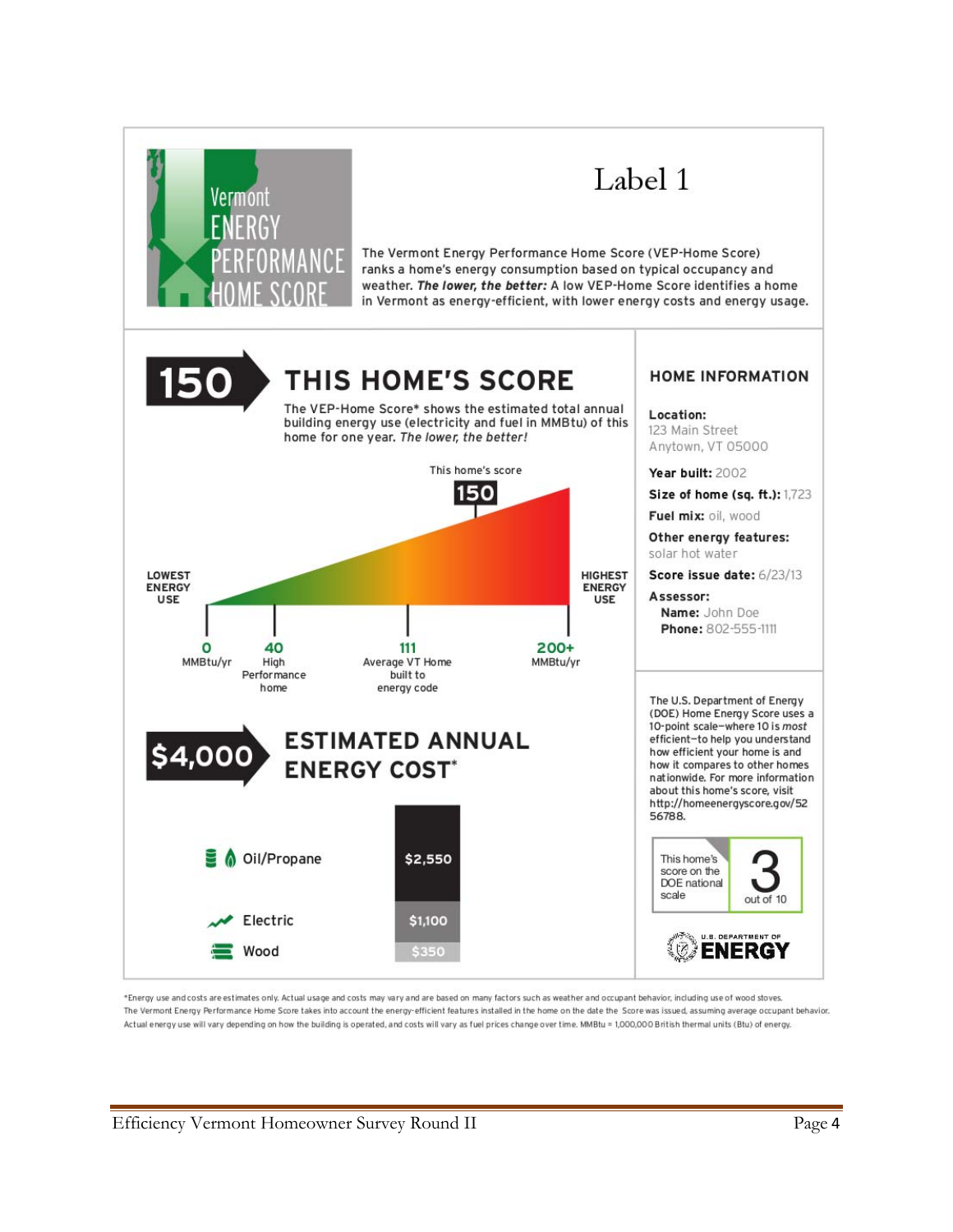# Label 1

**Vermont ENERGY PERFORMANCE HOME SCORE**

The Vermont Energy Performance Home Score (VEP-Home Score) ranks a home's energy consumption based on typical occupancy and weather. ***The lower, the better:*** A low VEP-Home Score identifies a home in Vermont as energy-efficient, with lower energy costs and energy usage.

## 150 THIS HOME'S SCORE

The VEP-Home Score* shows the estimated total annual building energy use (electricity and fuel in MMBtu) of this home for one year. *The lower, the better!*

This home's score: **150**

LOWEST ENERGY USE — HIGHEST ENERGY USE

- **0** MMBtu/yr
- **40** High Performance home
- **111** Average VT Home built to energy code
- **200+** MMBtu/yr

## $4,000 ESTIMATED ANNUAL ENERGY COST*

| Fuel | Cost |
| --- | --- |
| Oil/Propane | $2,550 |
| Electric | $1,100 |
| Wood | $350 |

### HOME INFORMATION

**Location:** 123 Main Street Anytown, VT 05000

**Year built:** 2002

**Size of home (sq. ft.):** 1,723

**Fuel mix:** oil, wood

**Other energy features:** solar hot water

**Score issue date:** 6/23/13

**Assessor:**
- **Name:** John Doe
- **Phone:** 802-555-1111

The U.S. Department of Energy (DOE) Home Energy Score uses a 10-point scale—where 10 is *most* efficient—to help you understand how efficient your home is and how it compares to other homes nationwide. For more information about this home's score, visit http://homeenergyscore.gov/5256788.

This home's score on the DOE national scale: **3** out of 10

U.S. DEPARTMENT OF ENERGY

*Energy use and costs are estimates only. Actual usage and costs may vary and are based on many factors such as weather and occupant behavior, including use of wood stoves. The Vermont Energy Performance Home Score takes into account the energy-efficient features installed in the home on the date the Score was issued, assuming average occupant behavior. Actual energy use will vary depending on how the building is operated, and costs will vary as fuel prices change over time. MMBtu = 1,000,000 British thermal units (Btu) of energy.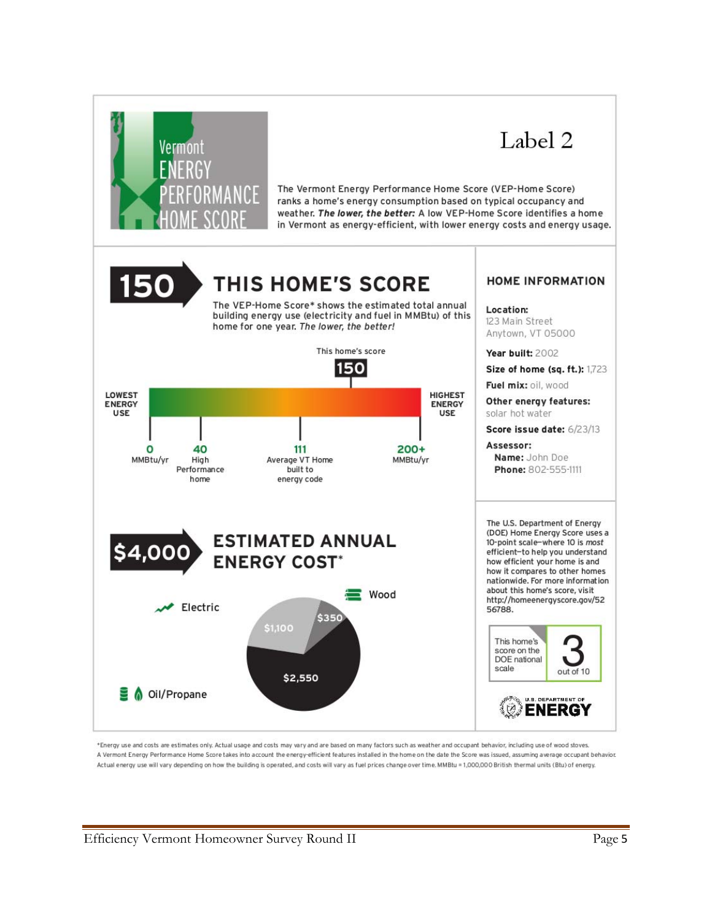# Label 2

Vermont ENERGY PERFORMANCE HOME SCORE

The Vermont Energy Performance Home Score (VEP-Home Score) ranks a home's energy consumption based on typical occupancy and weather. ***The lower, the better:*** A low VEP-Home Score identifies a home in Vermont as energy-efficient, with lower energy costs and energy usage.

## 150 THIS HOME'S SCORE

The VEP-Home Score* shows the estimated total annual building energy use (electricity and fuel in MMBtu) of this home for one year. *The lower, the better!*

This home's score: **150**

LOWEST ENERGY USE — HIGHEST ENERGY USE

- 0 MMBtu/yr
- 40 High Performance home
- 111 Average VT Home built to energy code
- 200+ MMBtu/yr

## $4,000 ESTIMATED ANNUAL ENERGY COST*

- Electric: $1,100
- Wood: $350
- Oil/Propane: $2,550

### HOME INFORMATION

**Location:**
123 Main Street
Anytown, VT 05000

**Year built:** 2002

**Size of home (sq. ft.):** 1,723

**Fuel mix:** oil, wood

**Other energy features:** solar hot water

**Score issue date:** 6/23/13

**Assessor:**
**Name:** John Doe
**Phone:** 802-555-1111

The U.S. Department of Energy (DOE) Home Energy Score uses a 10-point scale–where 10 is *most* efficient–to help you understand how efficient your home is and how it compares to other homes nationwide. For more information about this home's score, visit http://homeenergyscore.gov/5256788.

This home's score on the DOE national scale: **3** out of 10

U.S. DEPARTMENT OF ENERGY

*Energy use and costs are estimates only. Actual usage and costs may vary and are based on many factors such as weather and occupant behavior, including use of wood stoves. A Vermont Energy Performance Home Score takes into account the energy-efficient features installed in the home on the date the Score was issued, assuming average occupant behavior. Actual energy use will vary depending on how the building is operated, and costs will vary as fuel prices change over time. MMBtu = 1,000,000 British thermal units (Btu) of energy.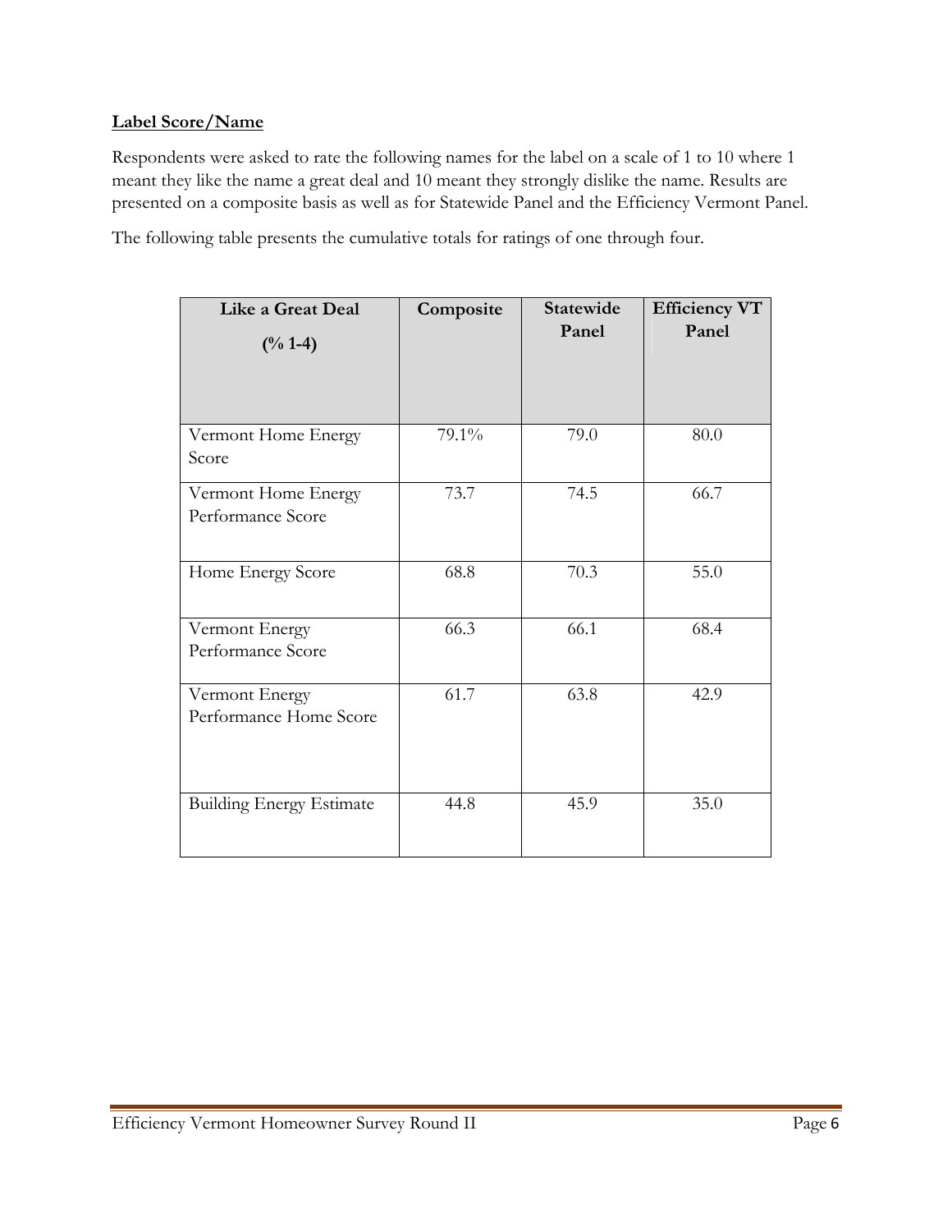**Label Score/Name**

Respondents were asked to rate the following names for the label on a scale of 1 to 10 where 1 meant they like the name a great deal and 10 meant they strongly dislike the name. Results are presented on a composite basis as well as for Statewide Panel and the Efficiency Vermont Panel.

The following table presents the cumulative totals for ratings of one through four.

| Like a Great Deal (% 1-4) | Composite | Statewide Panel | Efficiency VT Panel |
|---|---|---|---|
| Vermont Home Energy Score | 79.1% | 79.0 | 80.0 |
| Vermont Home Energy Performance Score | 73.7 | 74.5 | 66.7 |
| Home Energy Score | 68.8 | 70.3 | 55.0 |
| Vermont Energy Performance Score | 66.3 | 66.1 | 68.4 |
| Vermont Energy Performance Home Score | 61.7 | 63.8 | 42.9 |
| Building Energy Estimate | 44.8 | 45.9 | 35.0 |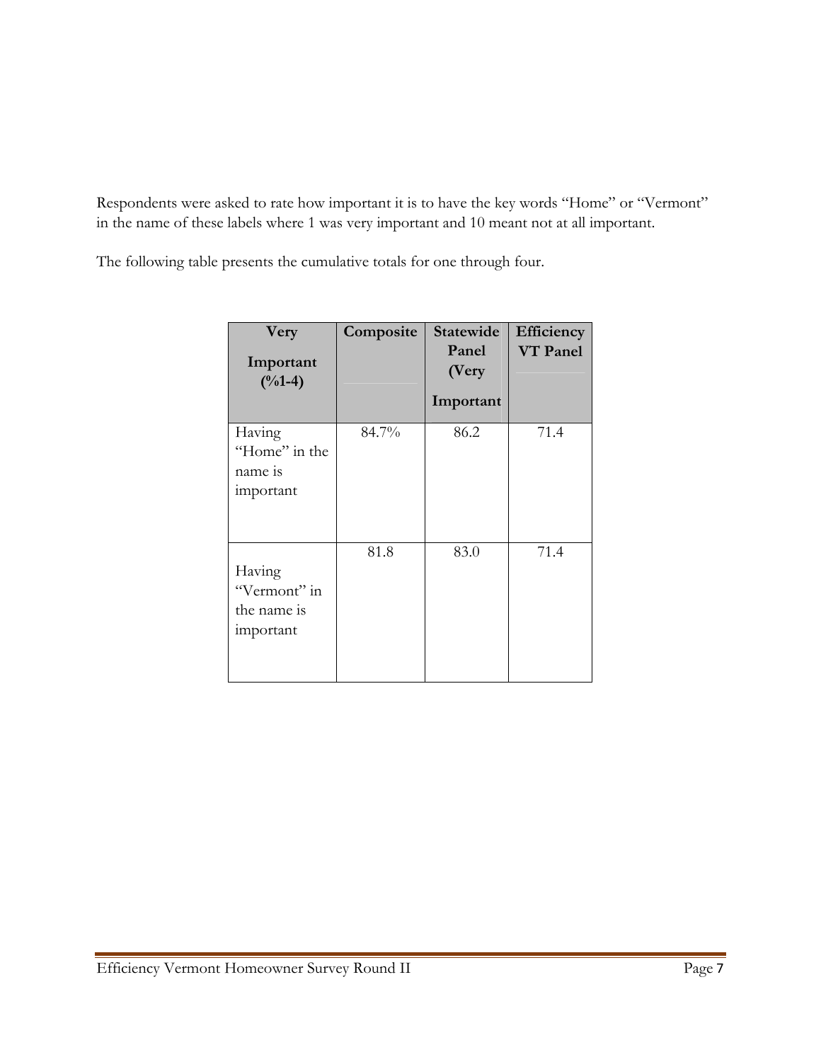Respondents were asked to rate how important it is to have the key words "Home" or "Vermont" in the name of these labels where 1 was very important and 10 meant not at all important.

The following table presents the cumulative totals for one through four.

| Very Important (%1-4) | Composite | Statewide Panel (Very Important | Efficiency VT Panel |
|---|---|---|---|
| Having "Home" in the name is important | 84.7% | 86.2 | 71.4 |
| Having "Vermont" in the name is important | 81.8 | 83.0 | 71.4 |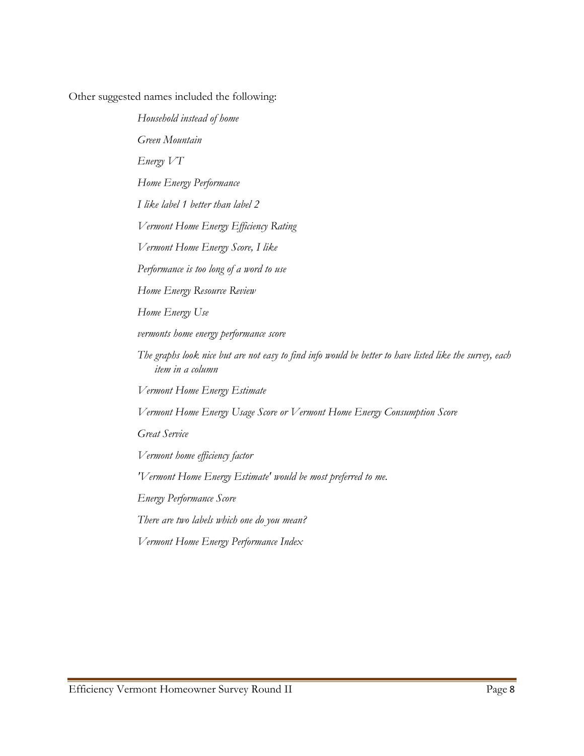Other suggested names included the following:

*Household instead of home*

*Green Mountain*

*Energy VT*

*Home Energy Performance*

*I like label 1 better than label 2*

*Vermont Home Energy Efficiency Rating*

*Vermont Home Energy Score, I like*

*Performance is too long of a word to use*

*Home Energy Resource Review*

*Home Energy Use*

*vermonts home energy performance score*

*The graphs look nice but are not easy to find info would be better to have listed like the survey, each item in a column*

*Vermont Home Energy Estimate*

*Vermont Home Energy Usage Score or Vermont Home Energy Consumption Score*

*Great Service*

*Vermont home efficiency factor*

*'Vermont Home Energy Estimate' would be most preferred to me.*

*Energy Performance Score*

*There are two labels which one do you mean?*

*Vermont Home Energy Performance Index*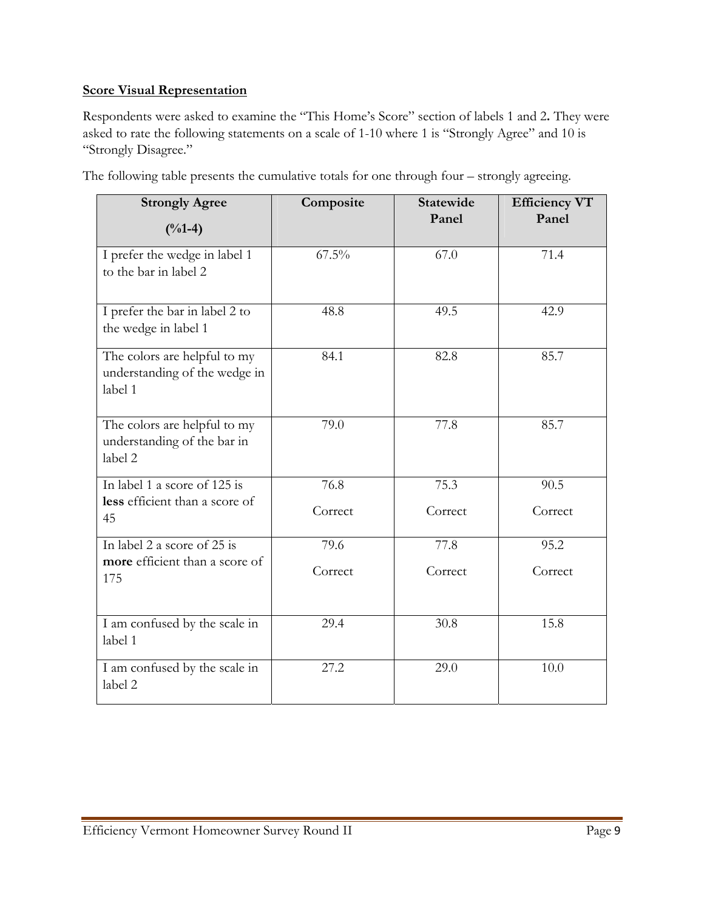**Score Visual Representation**

Respondents were asked to examine the "This Home's Score" section of labels 1 and 2**.** They were asked to rate the following statements on a scale of 1-10 where 1 is "Strongly Agree" and 10 is "Strongly Disagree."

The following table presents the cumulative totals for one through four – strongly agreeing.

| **Strongly Agree (%1-4)** | **Composite** | **Statewide Panel** | **Efficiency VT Panel** |
|---|---|---|---|
| I prefer the wedge in label 1 to the bar in label 2 | 67.5% | 67.0 | 71.4 |
| I prefer the bar in label 2 to the wedge in label 1 | 48.8 | 49.5 | 42.9 |
| The colors are helpful to my understanding of the wedge in label 1 | 84.1 | 82.8 | 85.7 |
| The colors are helpful to my understanding of the bar in label 2 | 79.0 | 77.8 | 85.7 |
| In label 1 a score of 125 is **less** efficient than a score of 45 | 76.8 Correct | 75.3 Correct | 90.5 Correct |
| In label 2 a score of 25 is **more** efficient than a score of 175 | 79.6 Correct | 77.8 Correct | 95.2 Correct |
| I am confused by the scale in label 1 | 29.4 | 30.8 | 15.8 |
| I am confused by the scale in label 2 | 27.2 | 29.0 | 10.0 |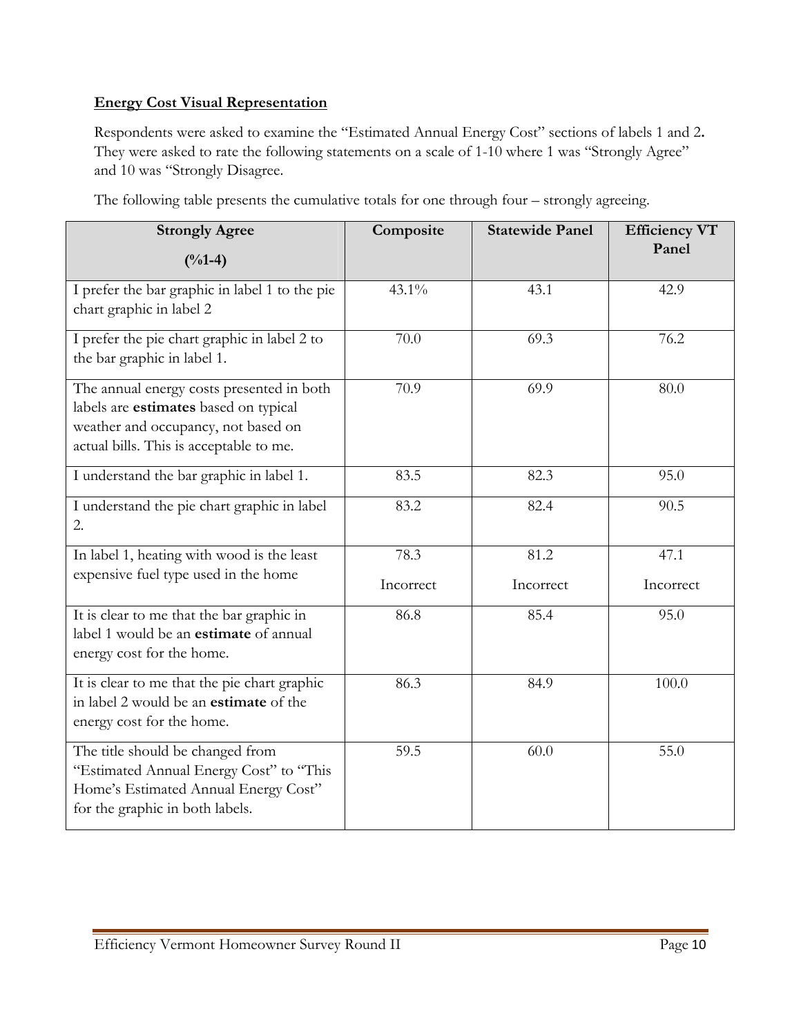**Energy Cost Visual Representation**

Respondents were asked to examine the "Estimated Annual Energy Cost" sections of labels 1 and 2**.** They were asked to rate the following statements on a scale of 1-10 where 1 was "Strongly Agree" and 10 was "Strongly Disagree.

The following table presents the cumulative totals for one through four – strongly agreeing.

| **Strongly Agree (%1-4)** | **Composite** | **Statewide Panel** | **Efficiency VT Panel** |
|---|---|---|---|
| I prefer the bar graphic in label 1 to the pie chart graphic in label 2 | 43.1% | 43.1 | 42.9 |
| I prefer the pie chart graphic in label 2 to the bar graphic in label 1. | 70.0 | 69.3 | 76.2 |
| The annual energy costs presented in both labels are **estimates** based on typical weather and occupancy, not based on actual bills. This is acceptable to me. | 70.9 | 69.9 | 80.0 |
| I understand the bar graphic in label 1. | 83.5 | 82.3 | 95.0 |
| I understand the pie chart graphic in label 2. | 83.2 | 82.4 | 90.5 |
| In label 1, heating with wood is the least expensive fuel type used in the home | 78.3 Incorrect | 81.2 Incorrect | 47.1 Incorrect |
| It is clear to me that the bar graphic in label 1 would be an **estimate** of annual energy cost for the home. | 86.8 | 85.4 | 95.0 |
| It is clear to me that the pie chart graphic in label 2 would be an **estimate** of the energy cost for the home. | 86.3 | 84.9 | 100.0 |
| The title should be changed from "Estimated Annual Energy Cost" to "This Home's Estimated Annual Energy Cost" for the graphic in both labels. | 59.5 | 60.0 | 55.0 |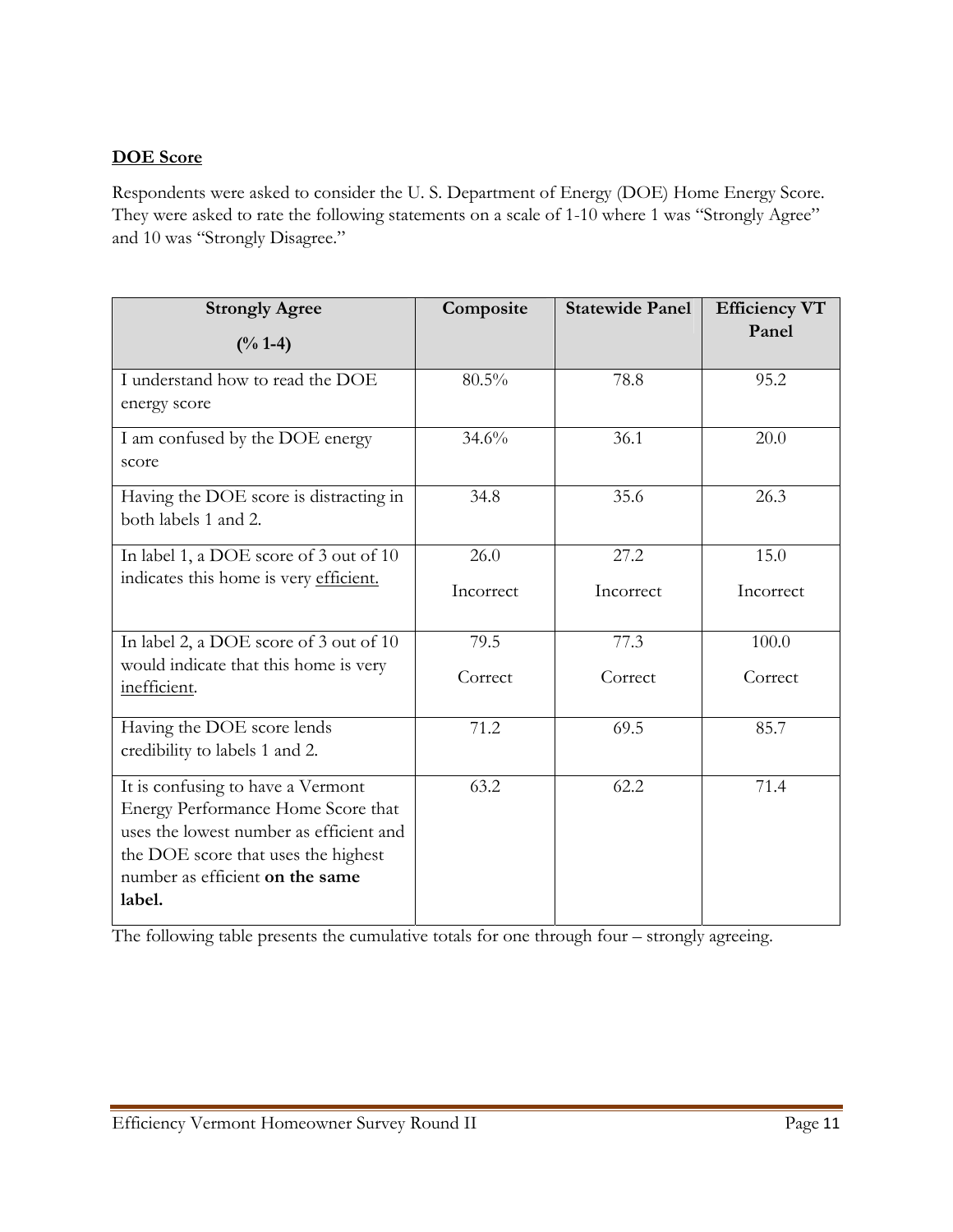**DOE Score**

Respondents were asked to consider the U. S. Department of Energy (DOE) Home Energy Score. They were asked to rate the following statements on a scale of 1-10 where 1 was "Strongly Agree" and 10 was "Strongly Disagree."

| **Strongly Agree (% 1-4)** | **Composite** | **Statewide Panel** | **Efficiency VT Panel** |
|---|---|---|---|
| I understand how to read the DOE energy score | 80.5% | 78.8 | 95.2 |
| I am confused by the DOE energy score | 34.6% | 36.1 | 20.0 |
| Having the DOE score is distracting in both labels 1 and 2. | 34.8 | 35.6 | 26.3 |
| In label 1, a DOE score of 3 out of 10 indicates this home is very <u>efficient.</u> | 26.0 Incorrect | 27.2 Incorrect | 15.0 Incorrect |
| In label 2, a DOE score of 3 out of 10 would indicate that this home is very <u>inefficient</u>. | 79.5 Correct | 77.3 Correct | 100.0 Correct |
| Having the DOE score lends credibility to labels 1 and 2. | 71.2 | 69.5 | 85.7 |
| It is confusing to have a Vermont Energy Performance Home Score that uses the lowest number as efficient and the DOE score that uses the highest number as efficient **on the same label.** | 63.2 | 62.2 | 71.4 |

The following table presents the cumulative totals for one through four – strongly agreeing.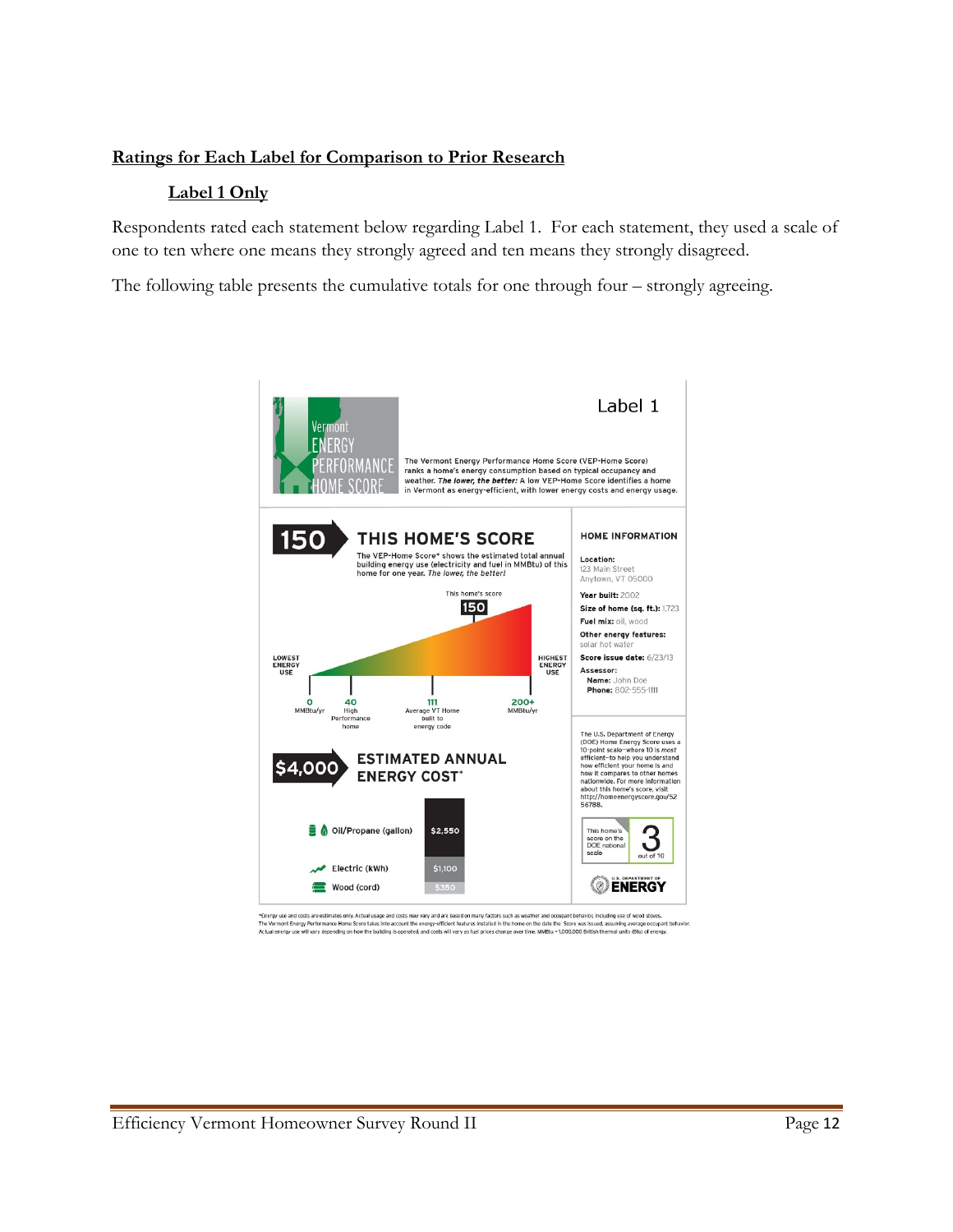## Ratings for Each Label for Comparison to Prior Research

### Label 1 Only

Respondents rated each statement below regarding Label 1. For each statement, they used a scale of one to ten where one means they strongly agreed and ten means they strongly disagreed.

The following table presents the cumulative totals for one through four – strongly agreeing.

Label 1

Vermont ENERGY PERFORMANCE HOME SCORE

The Vermont Energy Performance Home Score (VEP-Home Score) ranks a home's energy consumption based on typical occupancy and weather. *The lower, the better:* A low VEP-Home Score identifies a home in Vermont as energy-efficient, with lower energy costs and energy usage.

**150 THIS HOME'S SCORE**

The VEP-Home Score* shows the estimated total annual building energy use (electricity and fuel in MMBtu) of this home for one year. *The lower, the better!*

This home's score: 150

LOWEST ENERGY USE — HIGHEST ENERGY USE

0 MMBtu/yr | 40 High Performance home | 111 Average VT Home built to energy code | 200+ MMBtu/yr

**$4,000 ESTIMATED ANNUAL ENERGY COST***

| Fuel | Cost |
|---|---|
| Oil/Propane (gallon) | $2,550 |
| Electric (kWh) | $1,100 |
| Wood (cord) | $350 |

**HOME INFORMATION**

**Location:** 123 Main Street, Anytown, VT 05000
**Year built:** 2002
**Size of home (sq. ft.):** 1,723
**Fuel mix:** oil, wood
**Other energy features:** solar hot water
**Score issue date:** 6/23/13
**Assessor:**
**Name:** John Doe
**Phone:** 802-555-1111

The U.S. Department of Energy (DOE) Home Energy Score uses a 10-point scale—where 10 is most efficient—to help you understand how efficient your home is and how it compares to other homes nationwide. For more information about this home's score, visit http://homeenergyscore.gov/5256788.

This home's score on the DOE national scale: 3 out of 10

U.S. DEPARTMENT OF ENERGY

*Energy use and costs are estimates only. Actual usage and costs may vary and are based on many factors such as weather and occupant behavior, including use of wood stoves. The Vermont Energy Performance Home Score takes into account the energy-efficient features installed in the home on the date the Score was issued, assuming average occupant behavior. Actual energy use will vary depending on how the building is operated, and costs will vary as fuel prices change over time. MMBtu = 1,000,000 British thermal units (Btu) of energy.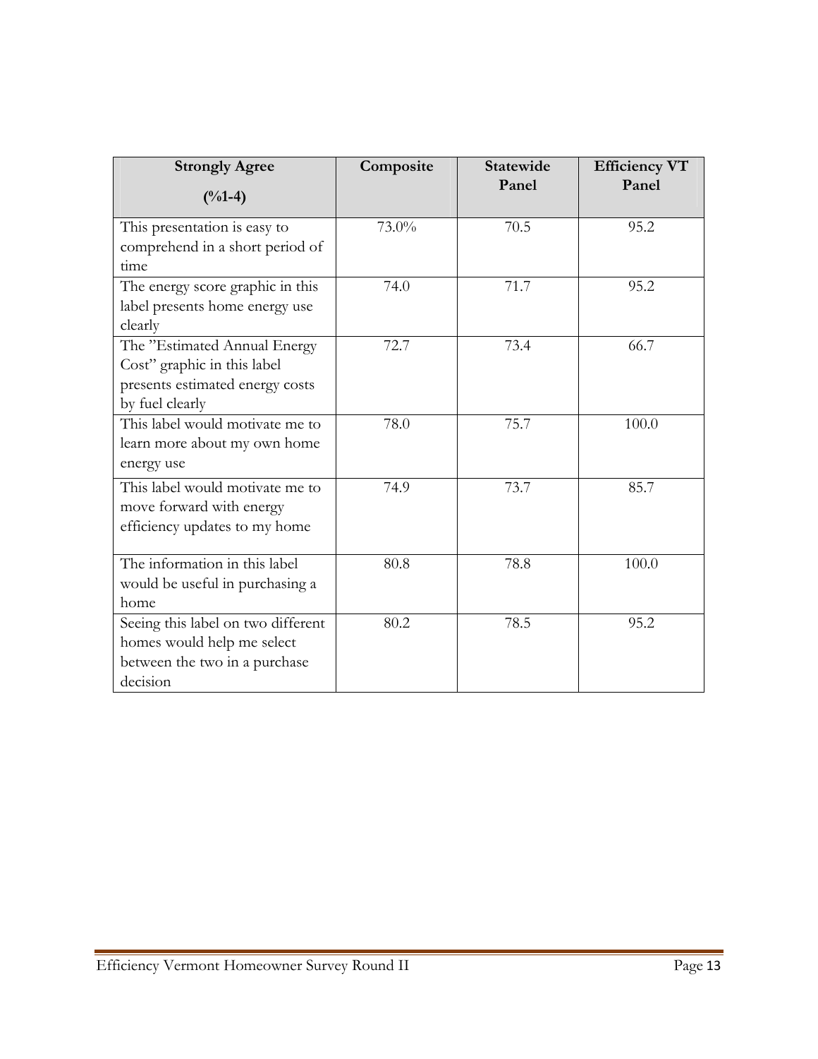| Strongly Agree (%1-4) | Composite | Statewide Panel | Efficiency VT Panel |
|---|---|---|---|
| This presentation is easy to comprehend in a short period of time | 73.0% | 70.5 | 95.2 |
| The energy score graphic in this label presents home energy use clearly | 74.0 | 71.7 | 95.2 |
| The "Estimated Annual Energy Cost" graphic in this label presents estimated energy costs by fuel clearly | 72.7 | 73.4 | 66.7 |
| This label would motivate me to learn more about my own home energy use | 78.0 | 75.7 | 100.0 |
| This label would motivate me to move forward with energy efficiency updates to my home | 74.9 | 73.7 | 85.7 |
| The information in this label would be useful in purchasing a home | 80.8 | 78.8 | 100.0 |
| Seeing this label on two different homes would help me select between the two in a purchase decision | 80.2 | 78.5 | 95.2 |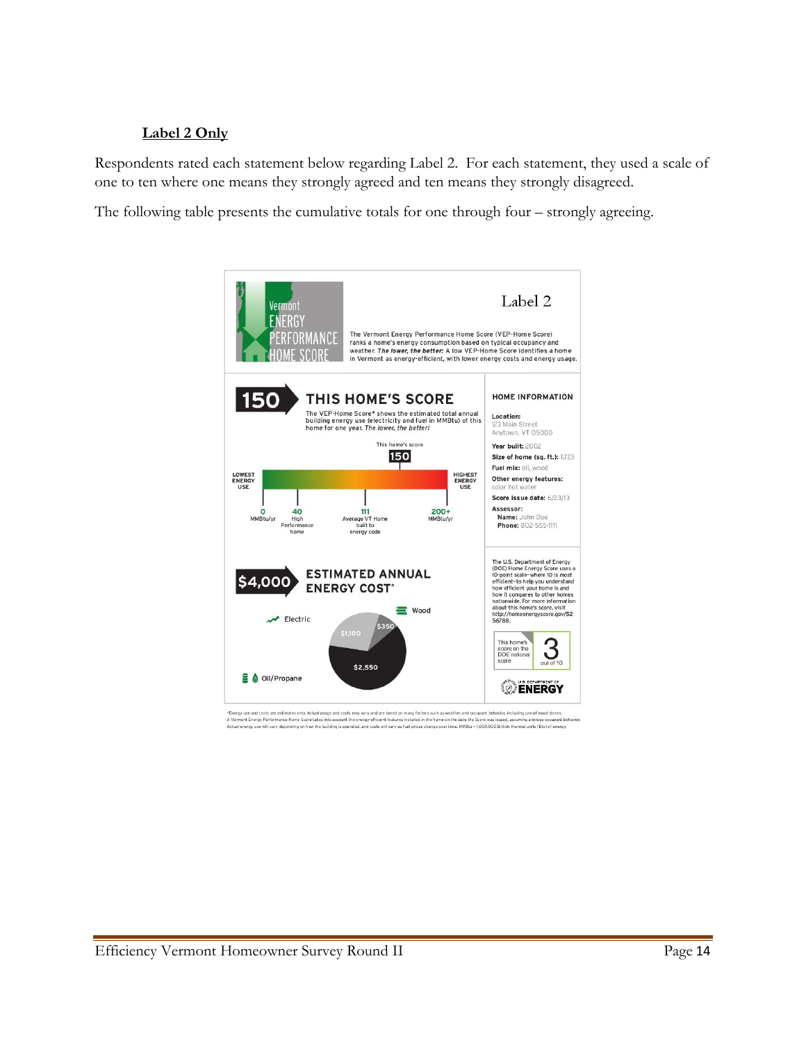### Label 2 Only

Respondents rated each statement below regarding Label 2. For each statement, they used a scale of one to ten where one means they strongly agreed and ten means they strongly disagreed.

The following table presents the cumulative totals for one through four – strongly agreeing.

Vermont ENERGY PERFORMANCE HOME SCORE

Label 2

The Vermont Energy Performance Home Score (VEP-Home Score) ranks a home's energy consumption based on typical occupancy and weather. ***The lower, the better:*** A low VEP-Home Score identifies a home in Vermont as energy-efficient, with lower energy costs and energy usage.

**150 THIS HOME'S SCORE**

The VEP-Home Score* shows the estimated total annual building energy use (electricity and fuel in MMBtu) of this home for one year. *The lower, the better!*

This home's score: 150

LOWEST ENERGY USE — HIGHEST ENERGY USE

0 MMBtu/yr | 40 High Performance home | 111 Average VT Home built to energy code | 200+ MMBtu/yr

**HOME INFORMATION**

**Location:** 123 Main Street, Anytown, VT 05000

**Year built:** 2002

**Size of home (sq. ft.):** 1,723

**Fuel mix:** oil, wood

**Other energy features:** solar hot water

**Score issue date:** 6/23/13

**Assessor:**
**Name:** John Doe
**Phone:** 802-555-1111

**$4,000 ESTIMATED ANNUAL ENERGY COST***

Electric: $1,100
Wood: $350
Oil/Propane: $2,550

The U.S. Department of Energy (DOE) Home Energy Score uses a 10-point scale—where 10 is most efficient—to help you understand how efficient your home is and how it compares to other homes nationwide. For more information about this home's score, visit http://homeenergyscore.gov/5256788.

This home's score on the DOE national scale: 3 out of 10

U.S. DEPARTMENT OF ENERGY

*Energy use and costs are estimates only. Actual usage and costs may vary and are based on many factors such as weather and occupant behavior, including use of wood stoves. A Vermont Energy Performance Home Score takes into account the energy-efficient features installed in the home on the date the Score was issued, assuming average occupant behavior. Actual energy use will vary depending on how the building is operated, and costs will vary as fuel prices change over time. MMBtu = 1,000,000 British thermal units (Btu) of energy.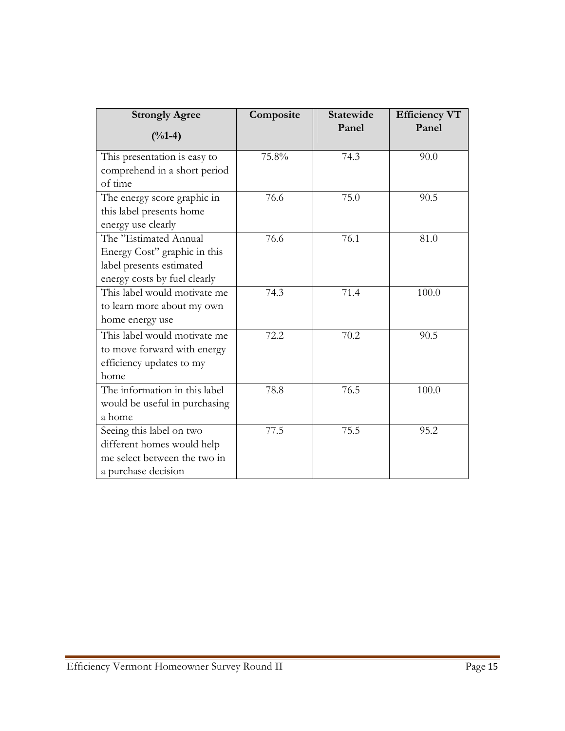| Strongly Agree (%1-4) | Composite | Statewide Panel | Efficiency VT Panel |
|---|---|---|---|
| This presentation is easy to comprehend in a short period of time | 75.8% | 74.3 | 90.0 |
| The energy score graphic in this label presents home energy use clearly | 76.6 | 75.0 | 90.5 |
| The "Estimated Annual Energy Cost" graphic in this label presents estimated energy costs by fuel clearly | 76.6 | 76.1 | 81.0 |
| This label would motivate me to learn more about my own home energy use | 74.3 | 71.4 | 100.0 |
| This label would motivate me to move forward with energy efficiency updates to my home | 72.2 | 70.2 | 90.5 |
| The information in this label would be useful in purchasing a home | 78.8 | 76.5 | 100.0 |
| Seeing this label on two different homes would help me select between the two in a purchase decision | 77.5 | 75.5 | 95.2 |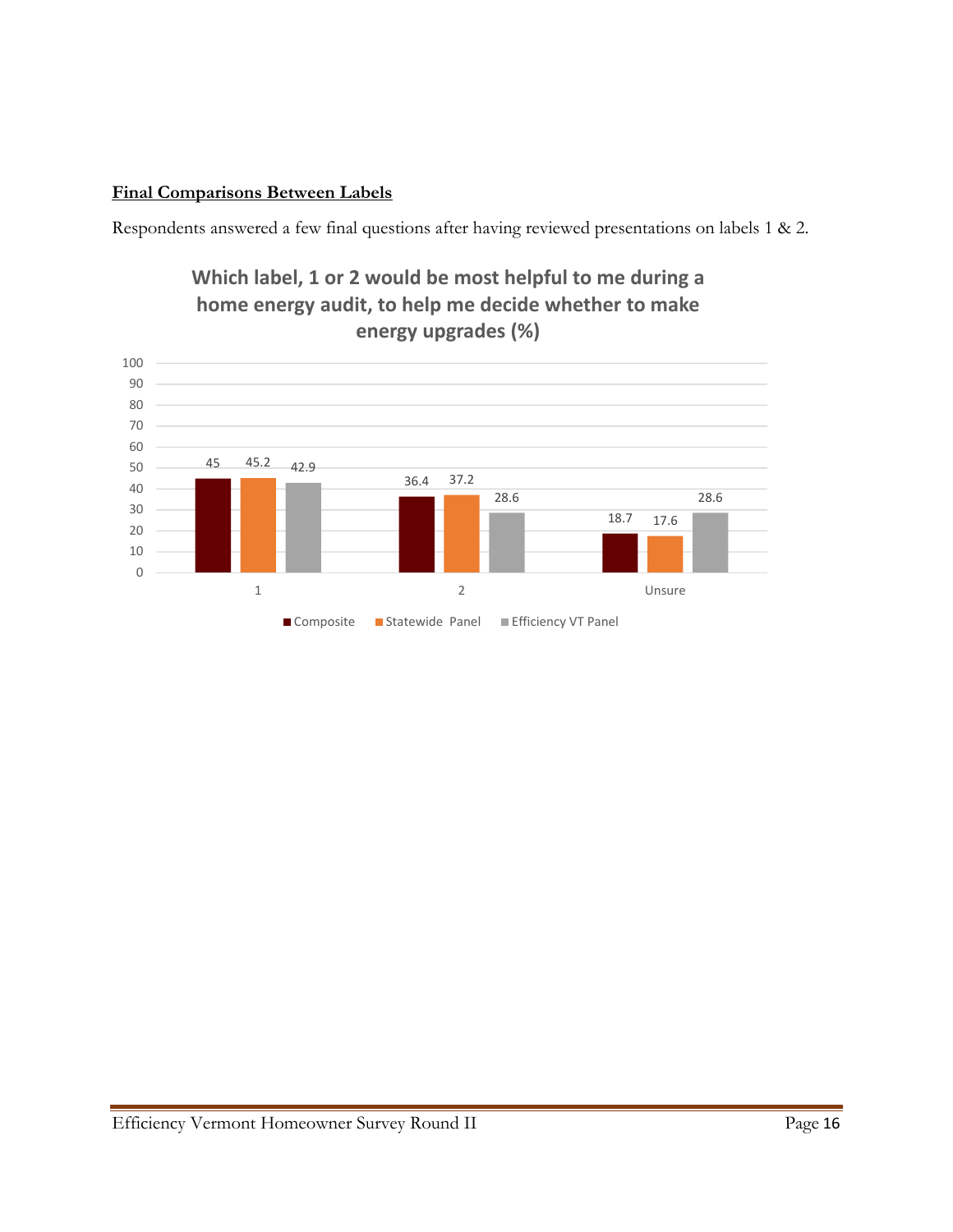**Final Comparisons Between Labels**

Respondents answered a few final questions after having reviewed presentations on labels 1 & 2.

**Which label, 1 or 2 would be most helpful to me during a home energy audit, to help me decide whether to make energy upgrades (%)**

| | Composite | Statewide Panel | Efficiency VT Panel |
|---|---|---|---|
| 1 | 45 | 45.2 | 42.9 |
| 2 | 36.4 | 37.2 | 28.6 |
| Unsure | 18.7 | 17.6 | 28.6 |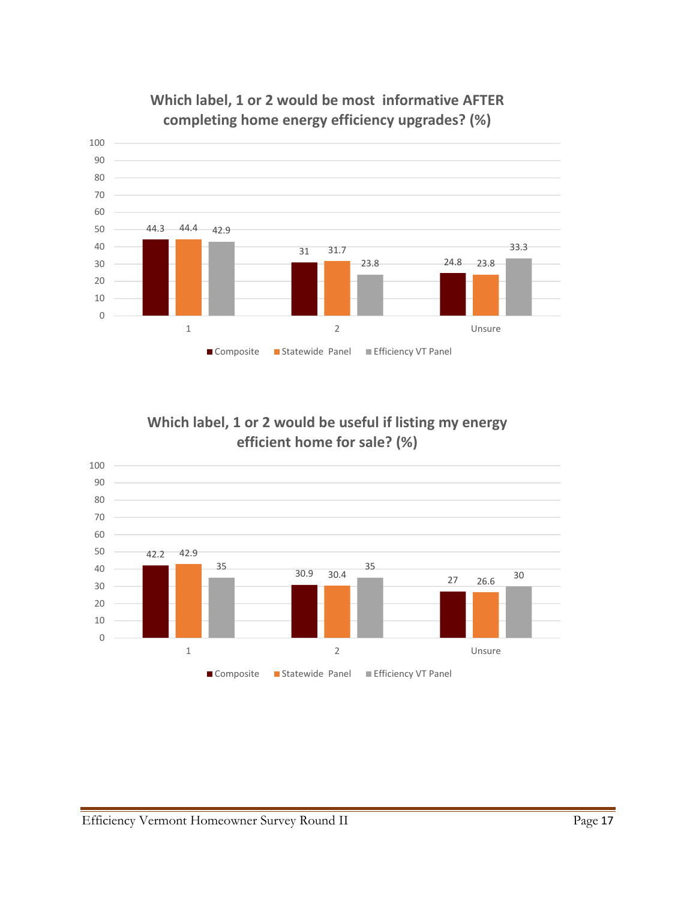### Which label, 1 or 2 would be most informative AFTER completing home energy efficiency upgrades? (%)

| | Composite | Statewide Panel | Efficiency VT Panel |
|---|---|---|---|
| 1 | 44.3 | 44.4 | 42.9 |
| 2 | 31 | 31.7 | 23.8 |
| Unsure | 24.8 | 23.8 | 33.3 |

### Which label, 1 or 2 would be useful if listing my energy efficient home for sale? (%)

| | Composite | Statewide Panel | Efficiency VT Panel |
|---|---|---|---|
| 1 | 42.2 | 42.9 | 35 |
| 2 | 30.9 | 30.4 | 35 |
| Unsure | 27 | 26.6 | 30 |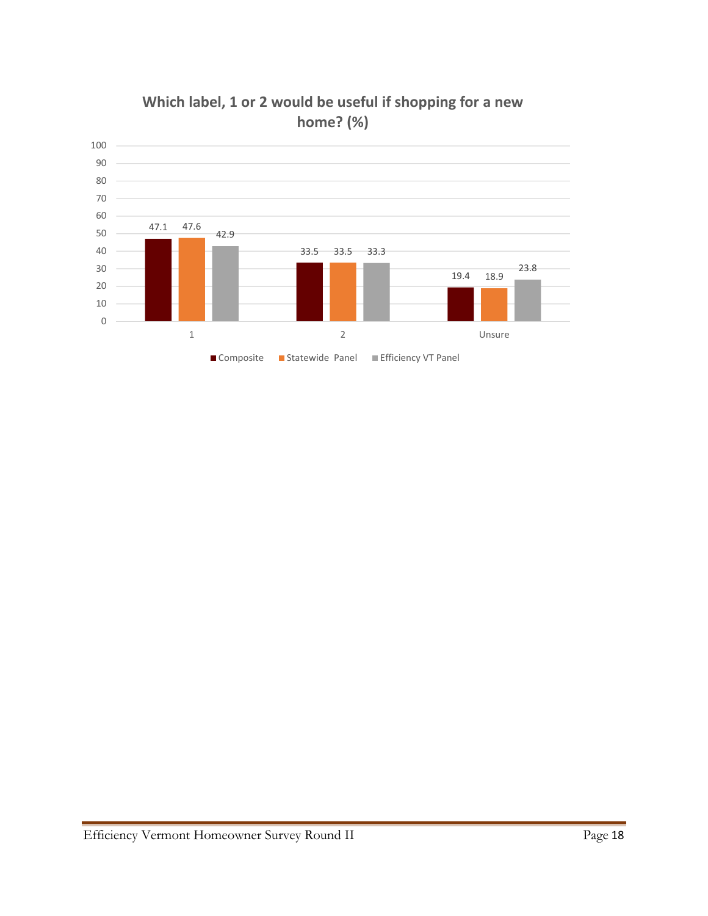**Which label, 1 or 2 would be useful if shopping for a new home? (%)**

| | Composite | Statewide Panel | Efficiency VT Panel |
|---|---|---|---|
| 1 | 47.1 | 47.6 | 42.9 |
| 2 | 33.5 | 33.5 | 33.3 |
| Unsure | 19.4 | 18.9 | 23.8 |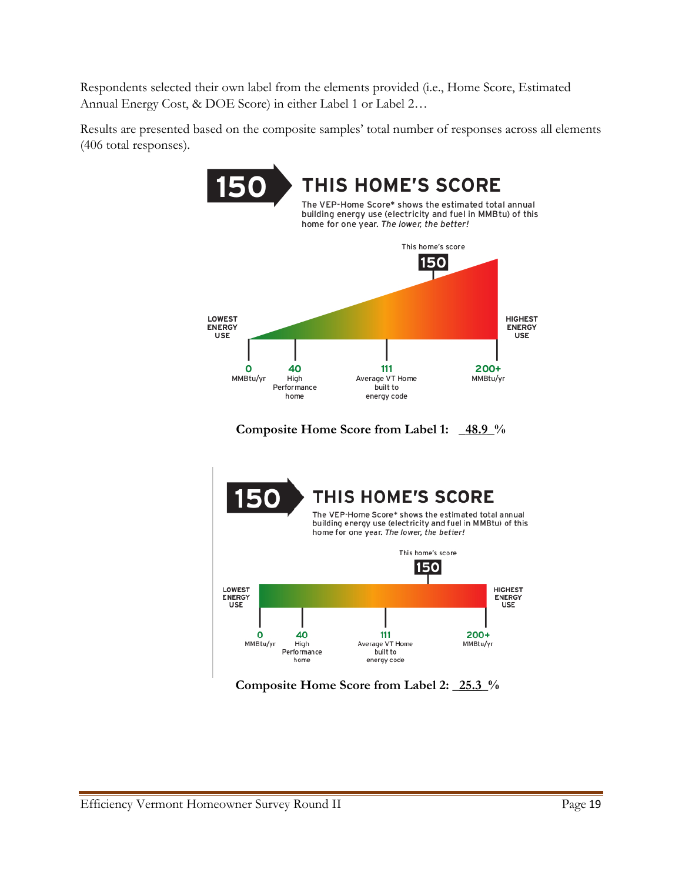Respondents selected their own label from the elements provided (i.e., Home Score, Estimated Annual Energy Cost, & DOE Score) in either Label 1 or Label 2…

Results are presented based on the composite samples' total number of responses across all elements (406 total responses).

150 **THIS HOME'S SCORE**

The VEP-Home Score* shows the estimated total annual building energy use (electricity and fuel in MMBtu) of this home for one year. *The lower, the better!*

This home's score 150

LOWEST ENERGY USE — HIGHEST ENERGY USE

0 MMBtu/yr | 40 High Performance home | 111 Average VT Home built to energy code | 200+ MMBtu/yr

**Composite Home Score from Label 1: 48.9 %**

150 **THIS HOME'S SCORE**

The VEP-Home Score* shows the estimated total annual building energy use (electricity and fuel in MMBtu) of this home for one year. *The lower, the better!*

This home's score 150

LOWEST ENERGY USE — HIGHEST ENERGY USE

0 MMBtu/yr | 40 High Performance home | 111 Average VT Home built to energy code | 200+ MMBtu/yr

**Composite Home Score from Label 2: 25.3 %**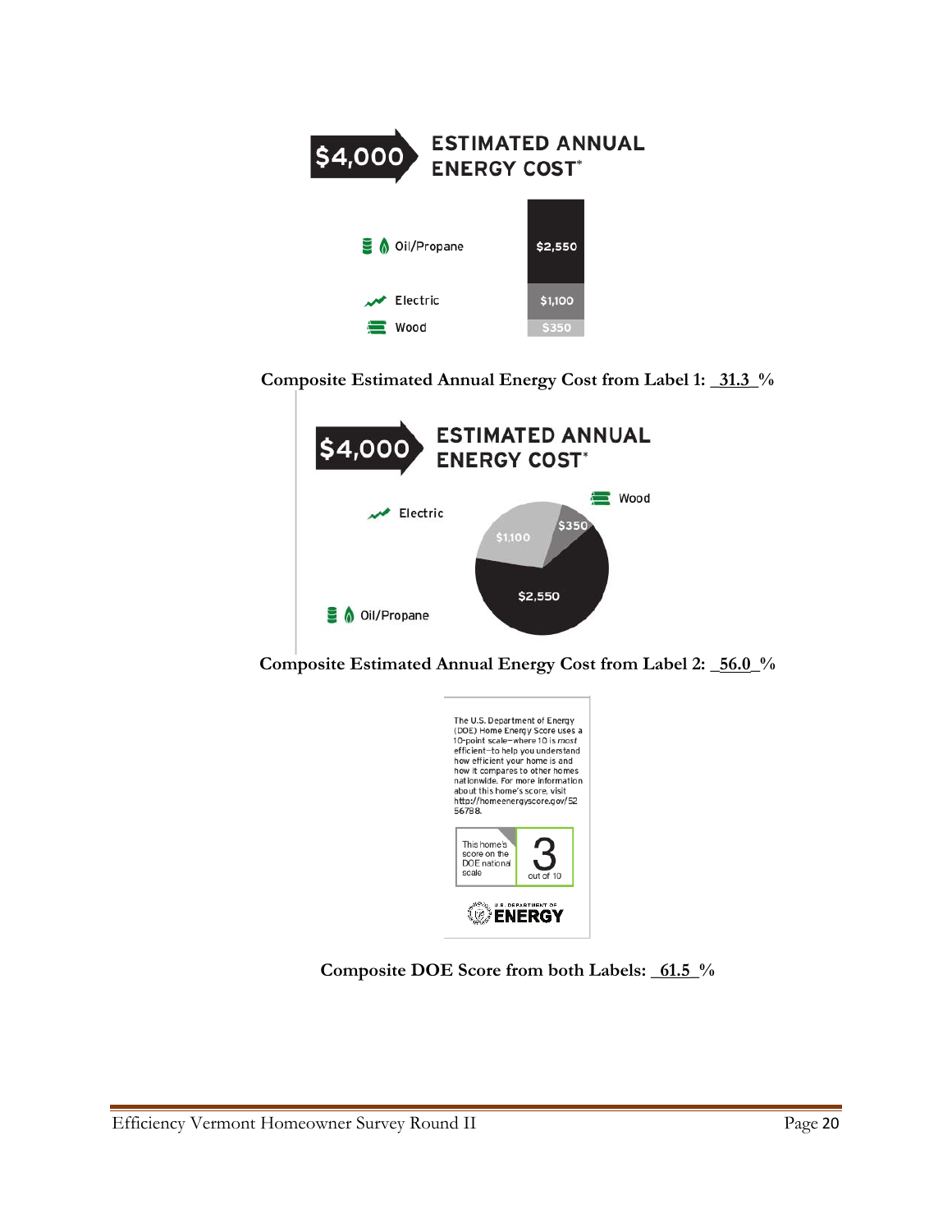$4,000 ESTIMATED ANNUAL ENERGY COST*

| | |
|---|---|
| Oil/Propane | $2,550 |
| Electric | $1,100 |
| Wood | $350 |

**Composite Estimated Annual Energy Cost from Label 1: _31.3_%**

$4,000 ESTIMATED ANNUAL ENERGY COST*

Wood $350

Electric $1,100

Oil/Propane $2,550

**Composite Estimated Annual Energy Cost from Label 2: _56.0_%**

The U.S. Department of Energy (DOE) Home Energy Score uses a 10-point scale–where 10 is *most* efficient–to help you understand how efficient your home is and how it compares to other homes nationwide. For more information about this home's score, visit http://homeenergyscore.gov/5256788.

This home's score on the DOE national scale: 3 out of 10

U.S. DEPARTMENT OF ENERGY

**Composite DOE Score from both Labels: _61.5_%**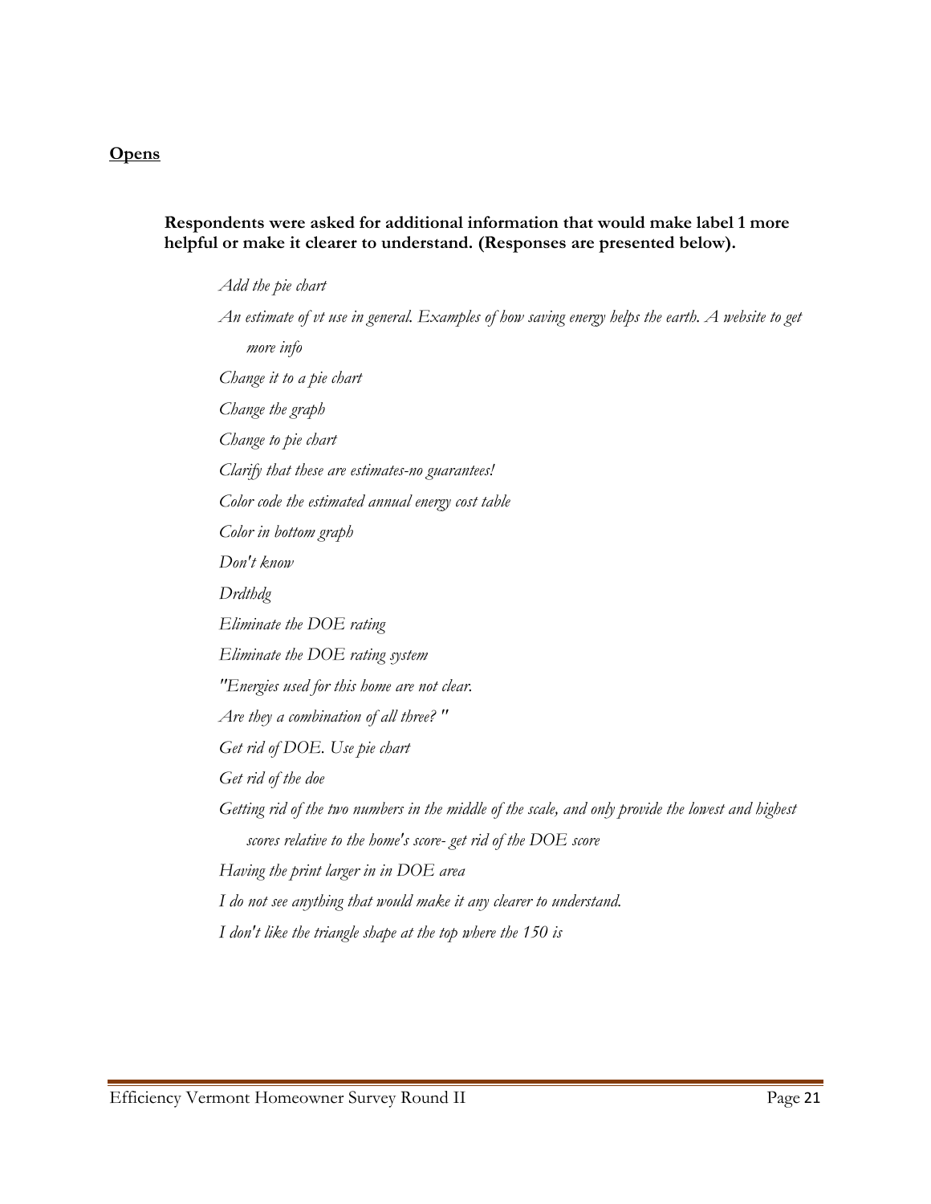**Opens**

**Respondents were asked for additional information that would make label 1 more helpful or make it clearer to understand. (Responses are presented below).**

*Add the pie chart*

*An estimate of vt use in general. Examples of how saving energy helps the earth. A website to get more info*

*Change it to a pie chart*

*Change the graph*

*Change to pie chart*

*Clarify that these are estimates-no guarantees!*

*Color code the estimated annual energy cost table*

*Color in bottom graph*

*Don't know*

*Drdthdg*

*Eliminate the DOE rating*

*Eliminate the DOE rating system*

*"Energies used for this home are not clear.*

*Are they a combination of all three? "*

*Get rid of DOE. Use pie chart*

*Get rid of the doe*

*Getting rid of the two numbers in the middle of the scale, and only provide the lowest and highest scores relative to the home's score- get rid of the DOE score*

*Having the print larger in in DOE area*

*I do not see anything that would make it any clearer to understand.*

*I don't like the triangle shape at the top where the 150 is*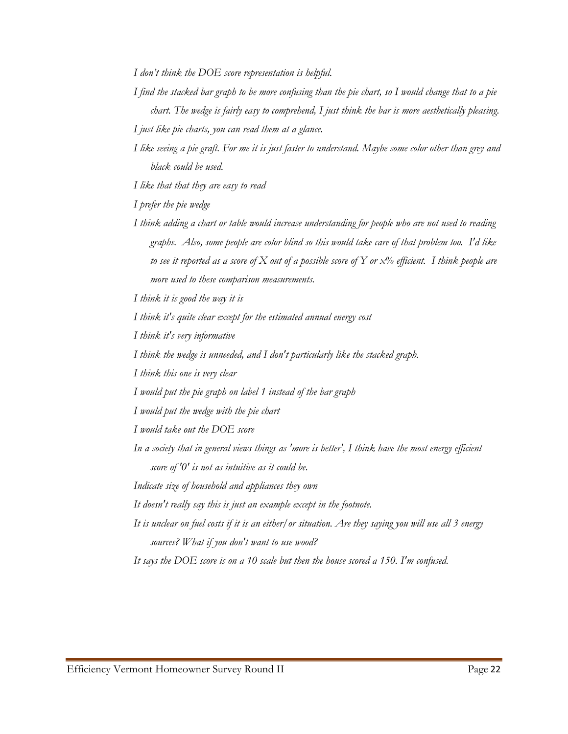*I don't think the DOE score representation is helpful.*

*I find the stacked bar graph to be more confusing than the pie chart, so I would change that to a pie chart. The wedge is fairly easy to comprehend, I just think the bar is more aesthetically pleasing.*

*I just like pie charts, you can read them at a glance.*

*I like seeing a pie graft. For me it is just faster to understand. Maybe some color other than grey and black could be used.*

*I like that that they are easy to read*

*I prefer the pie wedge*

*I think adding a chart or table would increase understanding for people who are not used to reading graphs. Also, some people are color blind so this would take care of that problem too. I'd like to see it reported as a score of X out of a possible score of Y or x% efficient. I think people are more used to these comparison measurements.*

*I think it is good the way it is*

*I think it's quite clear except for the estimated annual energy cost*

*I think it's very informative*

*I think the wedge is unneeded, and I don't particularly like the stacked graph.*

*I think this one is very clear*

*I would put the pie graph on label 1 instead of the bar graph*

*I would put the wedge with the pie chart*

*I would take out the DOE score*

*In a society that in general views things as 'more is better', I think have the most energy efficient score of '0' is not as intuitive as it could be.*

*Indicate size of household and appliances they own*

*It doesn't really say this is just an example except in the footnote.*

*It is unclear on fuel costs if it is an either/or situation. Are they saying you will use all 3 energy sources? What if you don't want to use wood?*

*It says the DOE score is on a 10 scale but then the house scored a 150. I'm confused.*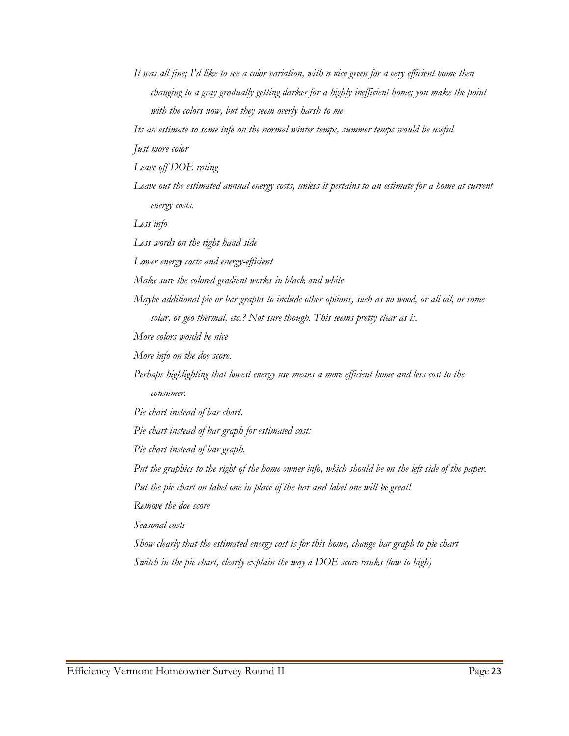*It was all fine; I'd like to see a color variation, with a nice green for a very efficient home then changing to a gray gradually getting darker for a highly inefficient home; you make the point with the colors now, but they seem overly harsh to me*

*Its an estimate so some info on the normal winter temps, summer temps would be useful*

*Just more color*

*Leave off DOE rating*

*Leave out the estimated annual energy costs, unless it pertains to an estimate for a home at current energy costs.*

*Less info*

*Less words on the right hand side*

*Lower energy costs and energy-efficient*

*Make sure the colored gradient works in black and white*

*Maybe additional pie or bar graphs to include other options, such as no wood, or all oil, or some solar, or geo thermal, etc.? Not sure though. This seems pretty clear as is.*

*More colors would be nice*

*More info on the doe score.*

*Perhaps highlighting that lowest energy use means a more efficient home and less cost to the consumer.*

*Pie chart instead of bar chart.*

*Pie chart instead of bar graph for estimated costs*

*Pie chart instead of bar graph.*

*Put the graphics to the right of the home owner info, which should be on the left side of the paper.*

*Put the pie chart on label one in place of the bar and label one will be great!*

*Remove the doe score*

*Seasonal costs*

*Show clearly that the estimated energy cost is for this home, change bar graph to pie chart*

*Switch in the pie chart, clearly explain the way a DOE score ranks (low to high)*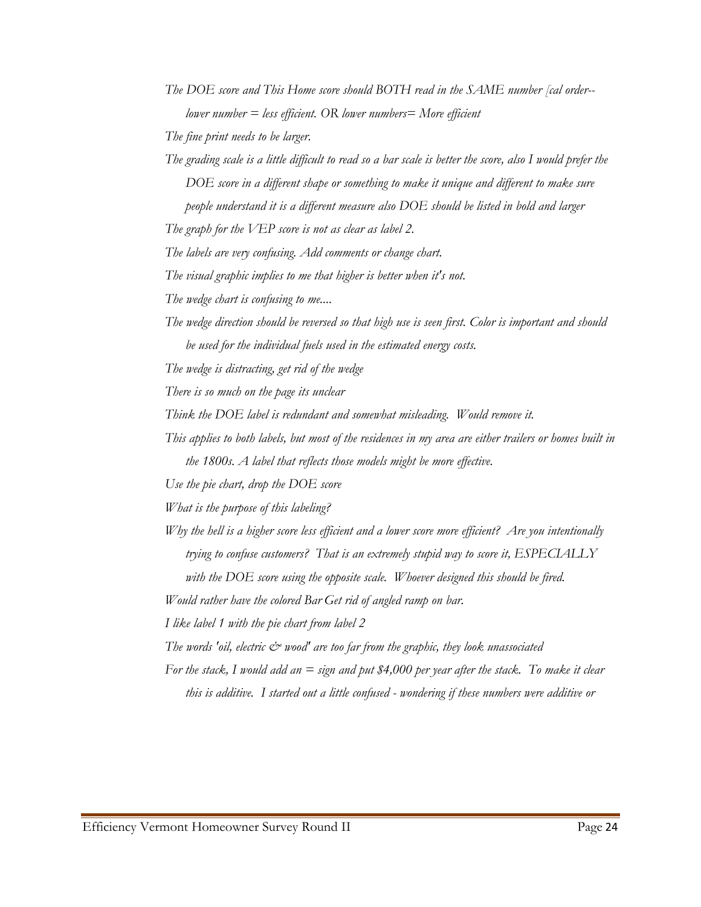*The DOE score and This Home score should BOTH read in the SAME number [cal order-- lower number = less efficient. OR lower numbers= More efficient*

*The fine print needs to be larger.*

*The grading scale is a little difficult to read so a bar scale is better the score, also I would prefer the DOE score in a different shape or something to make it unique and different to make sure people understand it is a different measure also DOE should be listed in bold and larger*

*The graph for the VEP score is not as clear as label 2.*

*The labels are very confusing. Add comments or change chart.*

*The visual graphic implies to me that higher is better when it's not.*

*The wedge chart is confusing to me....*

*The wedge direction should be reversed so that high use is seen first. Color is important and should be used for the individual fuels used in the estimated energy costs.*

*The wedge is distracting, get rid of the wedge*

*There is so much on the page its unclear*

*Think the DOE label is redundant and somewhat misleading. Would remove it.*

*This applies to both labels, but most of the residences in my area are either trailers or homes built in the 1800s. A label that reflects those models might be more effective.*

*Use the pie chart, drop the DOE score*

*What is the purpose of this labeling?*

*Why the hell is a higher score less efficient and a lower score more efficient? Are you intentionally trying to confuse customers? That is an extremely stupid way to score it, ESPECIALLY with the DOE score using the opposite scale. Whoever designed this should be fired.*

*Would rather have the colored Bar Get rid of angled ramp on bar.*

*I like label 1 with the pie chart from label 2*

*The words 'oil, electric & wood' are too far from the graphic, they look unassociated*

*For the stack, I would add an = sign and put $4,000 per year after the stack. To make it clear this is additive. I started out a little confused - wondering if these numbers were additive or*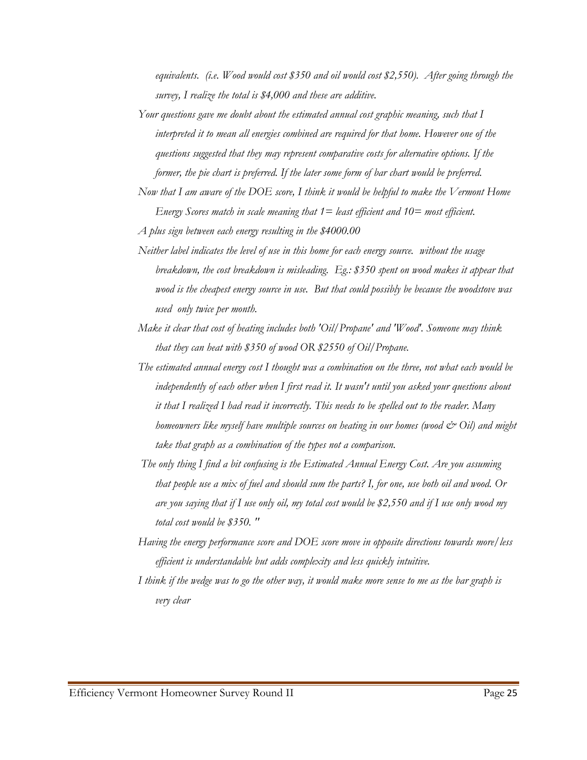*equivalents. (i.e. Wood would cost $350 and oil would cost $2,550). After going through the survey, I realize the total is $4,000 and these are additive.*

*Your questions gave me doubt about the estimated annual cost graphic meaning, such that I interpreted it to mean all energies combined are required for that home. However one of the questions suggested that they may represent comparative costs for alternative options. If the former, the pie chart is preferred. If the later some form of bar chart would be preferred.*

*Now that I am aware of the DOE score, I think it would be helpful to make the Vermont Home Energy Scores match in scale meaning that 1= least efficient and 10= most efficient.*

*A plus sign between each energy resulting in the $4000.00*

*Neither label indicates the level of use in this home for each energy source. without the usage breakdown, the cost breakdown is misleading. Eg.: $350 spent on wood makes it appear that wood is the cheapest energy source in use. But that could possibly be because the woodstove was used only twice per month.*

*Make it clear that cost of heating includes both 'Oil/Propane' and 'Wood'. Someone may think that they can heat with $350 of wood OR $2550 of Oil/Propane.*

*The estimated annual energy cost I thought was a combination on the three, not what each would be independently of each other when I first read it. It wasn't until you asked your questions about it that I realized I had read it incorrectly. This needs to be spelled out to the reader. Many homeowners like myself have multiple sources on heating in our homes (wood & Oil) and might take that graph as a combination of the types not a comparison.*

*The only thing I find a bit confusing is the Estimated Annual Energy Cost. Are you assuming that people use a mix of fuel and should sum the parts? I, for one, use both oil and wood. Or are you saying that if I use only oil, my total cost would be $2,550 and if I use only wood my total cost would be $350. "*

*Having the energy performance score and DOE score move in opposite directions towards more/less efficient is understandable but adds complexity and less quickly intuitive.*

*I think if the wedge was to go the other way, it would make more sense to me as the bar graph is very clear*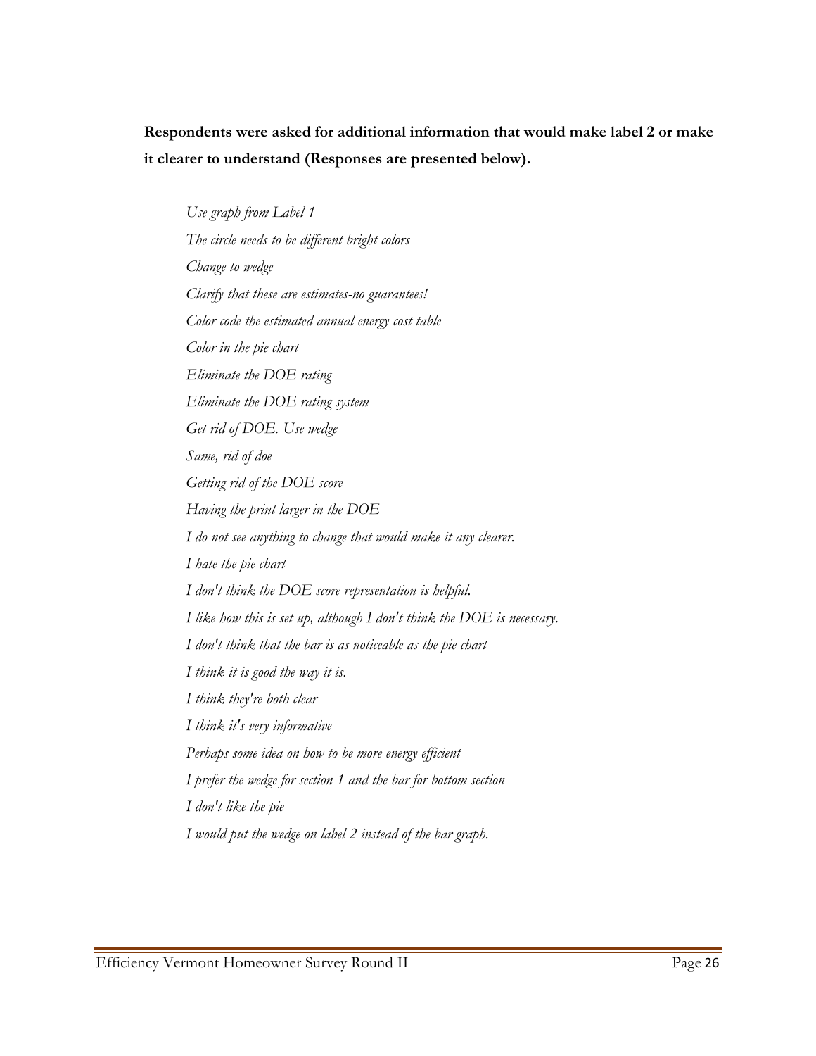**Respondents were asked for additional information that would make label 2 or make it clearer to understand (Responses are presented below).**

*Use graph from Label 1*

*The circle needs to be different bright colors*

*Change to wedge*

*Clarify that these are estimates-no guarantees!*

*Color code the estimated annual energy cost table*

*Color in the pie chart*

*Eliminate the DOE rating*

*Eliminate the DOE rating system*

*Get rid of DOE. Use wedge*

*Same, rid of doe*

*Getting rid of the DOE score*

*Having the print larger in the DOE*

*I do not see anything to change that would make it any clearer.*

*I hate the pie chart*

*I don't think the DOE score representation is helpful.*

*I like how this is set up, although I don't think the DOE is necessary.*

*I don't think that the bar is as noticeable as the pie chart*

*I think it is good the way it is.*

*I think they're both clear*

*I think it's very informative*

*Perhaps some idea on how to be more energy efficient*

*I prefer the wedge for section 1 and the bar for bottom section*

*I don't like the pie*

*I would put the wedge on label 2 instead of the bar graph.*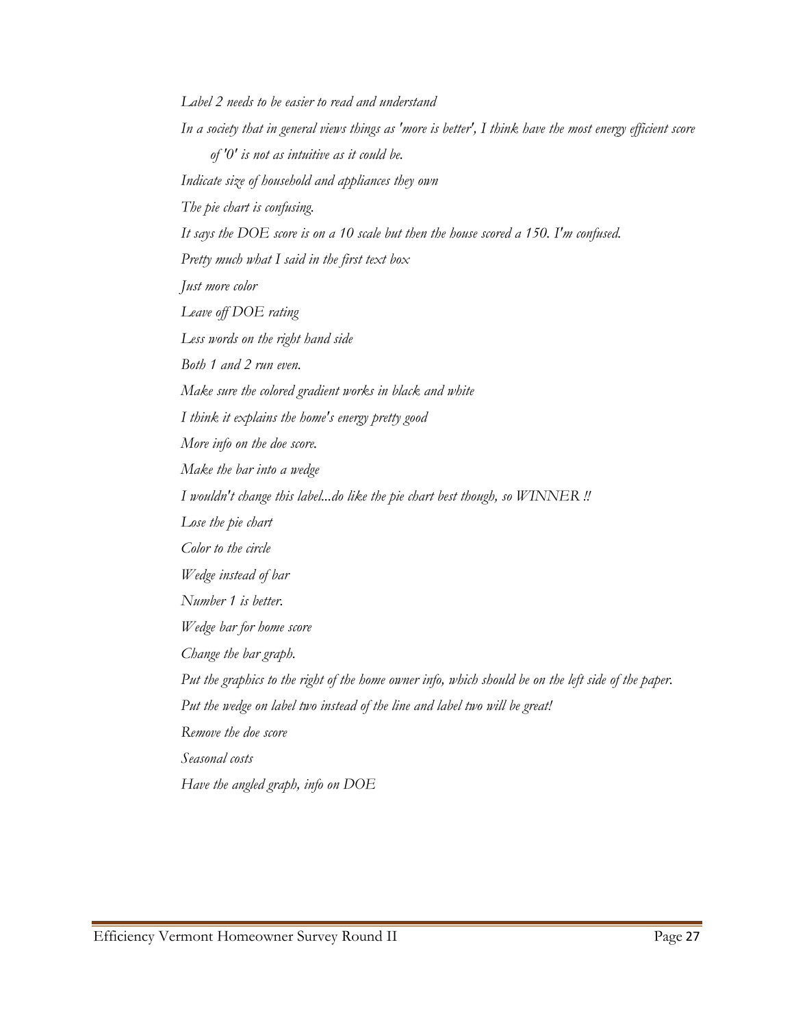*Label 2 needs to be easier to read and understand*

*In a society that in general views things as 'more is better', I think have the most energy efficient score of '0' is not as intuitive as it could be.*

*Indicate size of household and appliances they own*

*The pie chart is confusing.*

*It says the DOE score is on a 10 scale but then the house scored a 150. I'm confused.*

*Pretty much what I said in the first text box*

*Just more color*

*Leave off DOE rating*

*Less words on the right hand side*

*Both 1 and 2 run even.*

*Make sure the colored gradient works in black and white*

*I think it explains the home's energy pretty good*

*More info on the doe score.*

*Make the bar into a wedge*

*I wouldn't change this label...do like the pie chart best though, so WINNER!!*

*Lose the pie chart*

*Color to the circle*

*Wedge instead of bar*

*Number 1 is better.*

*Wedge bar for home score*

*Change the bar graph.*

*Put the graphics to the right of the home owner info, which should be on the left side of the paper.*

*Put the wedge on label two instead of the line and label two will be great!*

*Remove the doe score*

*Seasonal costs*

*Have the angled graph, info on DOE*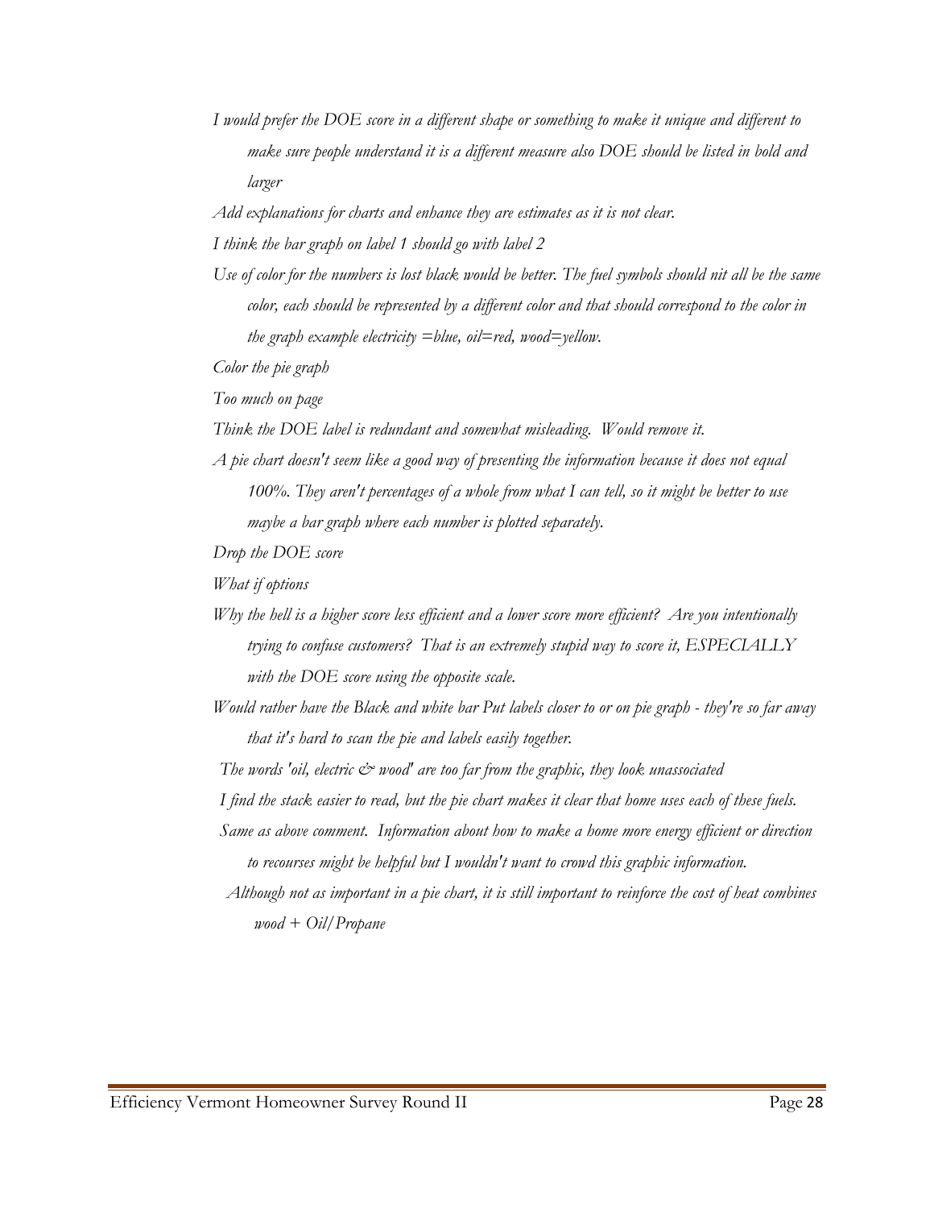*I would prefer the DOE score in a different shape or something to make it unique and different to make sure people understand it is a different measure also DOE should be listed in bold and larger*

*Add explanations for charts and enhance they are estimates as it is not clear.*

*I think the bar graph on label 1 should go with label 2*

*Use of color for the numbers is lost black would be better. The fuel symbols should nit all be the same color, each should be represented by a different color and that should correspond to the color in the graph example electricity =blue, oil=red, wood=yellow.*

*Color the pie graph*

*Too much on page*

*Think the DOE label is redundant and somewhat misleading. Would remove it.*

*A pie chart doesn't seem like a good way of presenting the information because it does not equal 100%. They aren't percentages of a whole from what I can tell, so it might be better to use maybe a bar graph where each number is plotted separately.*

*Drop the DOE score*

*What if options*

*Why the hell is a higher score less efficient and a lower score more efficient? Are you intentionally trying to confuse customers? That is an extremely stupid way to score it, ESPECIALLY with the DOE score using the opposite scale.*

*Would rather have the Black and white bar Put labels closer to or on pie graph - they're so far away that it's hard to scan the pie and labels easily together.*

*The words 'oil, electric & wood' are too far from the graphic, they look unassociated*

*I find the stack easier to read, but the pie chart makes it clear that home uses each of these fuels.*

*Same as above comment. Information about how to make a home more energy efficient or direction to recourses might be helpful but I wouldn't want to crowd this graphic information.*

*Although not as important in a pie chart, it is still important to reinforce the cost of heat combines wood + Oil/Propane*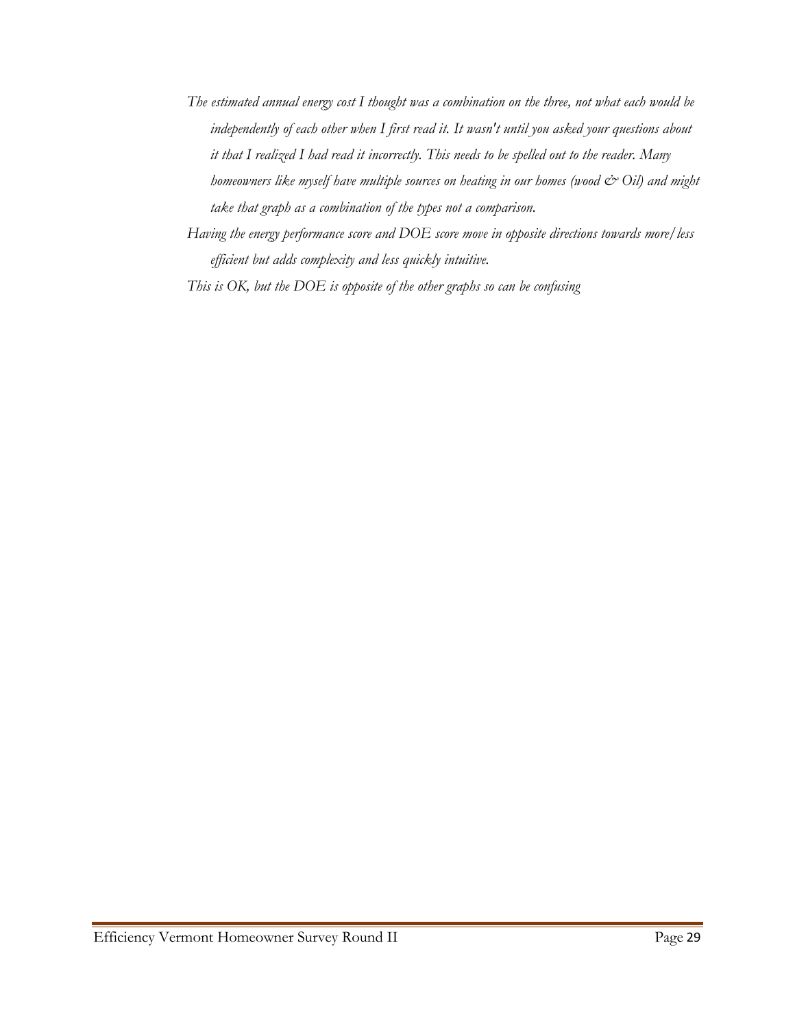*The estimated annual energy cost I thought was a combination on the three, not what each would be independently of each other when I first read it. It wasn't until you asked your questions about it that I realized I had read it incorrectly. This needs to be spelled out to the reader. Many homeowners like myself have multiple sources on heating in our homes (wood & Oil) and might take that graph as a combination of the types not a comparison.*

*Having the energy performance score and DOE score move in opposite directions towards more/less efficient but adds complexity and less quickly intuitive.*

*This is OK, but the DOE is opposite of the other graphs so can be confusing*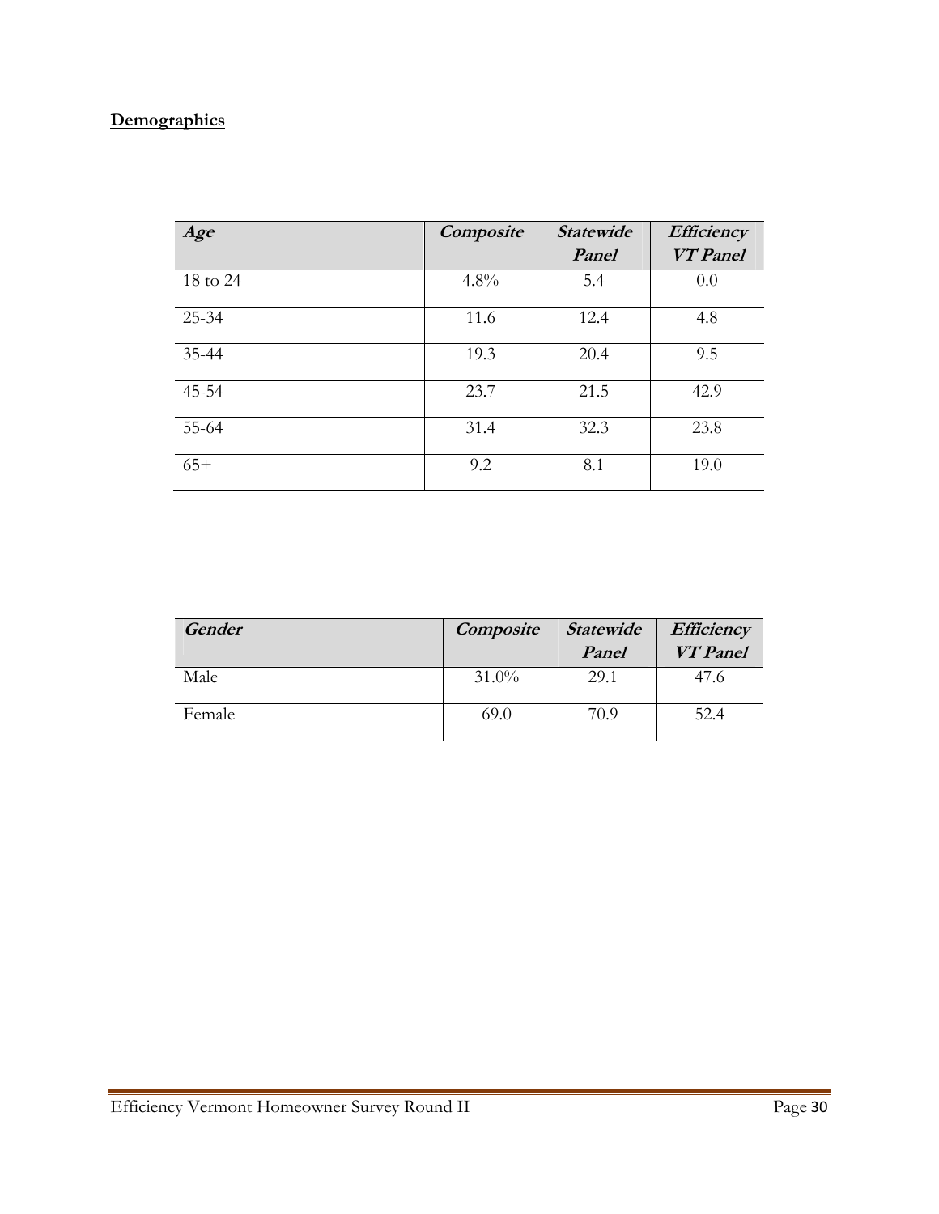**Demographics**

| *Age* | *Composite* | *Statewide Panel* | *Efficiency VT Panel* |
|---|---|---|---|
| 18 to 24 | 4.8% | 5.4 | 0.0 |
| 25-34 | 11.6 | 12.4 | 4.8 |
| 35-44 | 19.3 | 20.4 | 9.5 |
| 45-54 | 23.7 | 21.5 | 42.9 |
| 55-64 | 31.4 | 32.3 | 23.8 |
| 65+ | 9.2 | 8.1 | 19.0 |

| *Gender* | *Composite* | *Statewide Panel* | *Efficiency VT Panel* |
|---|---|---|---|
| Male | 31.0% | 29.1 | 47.6 |
| Female | 69.0 | 70.9 | 52.4 |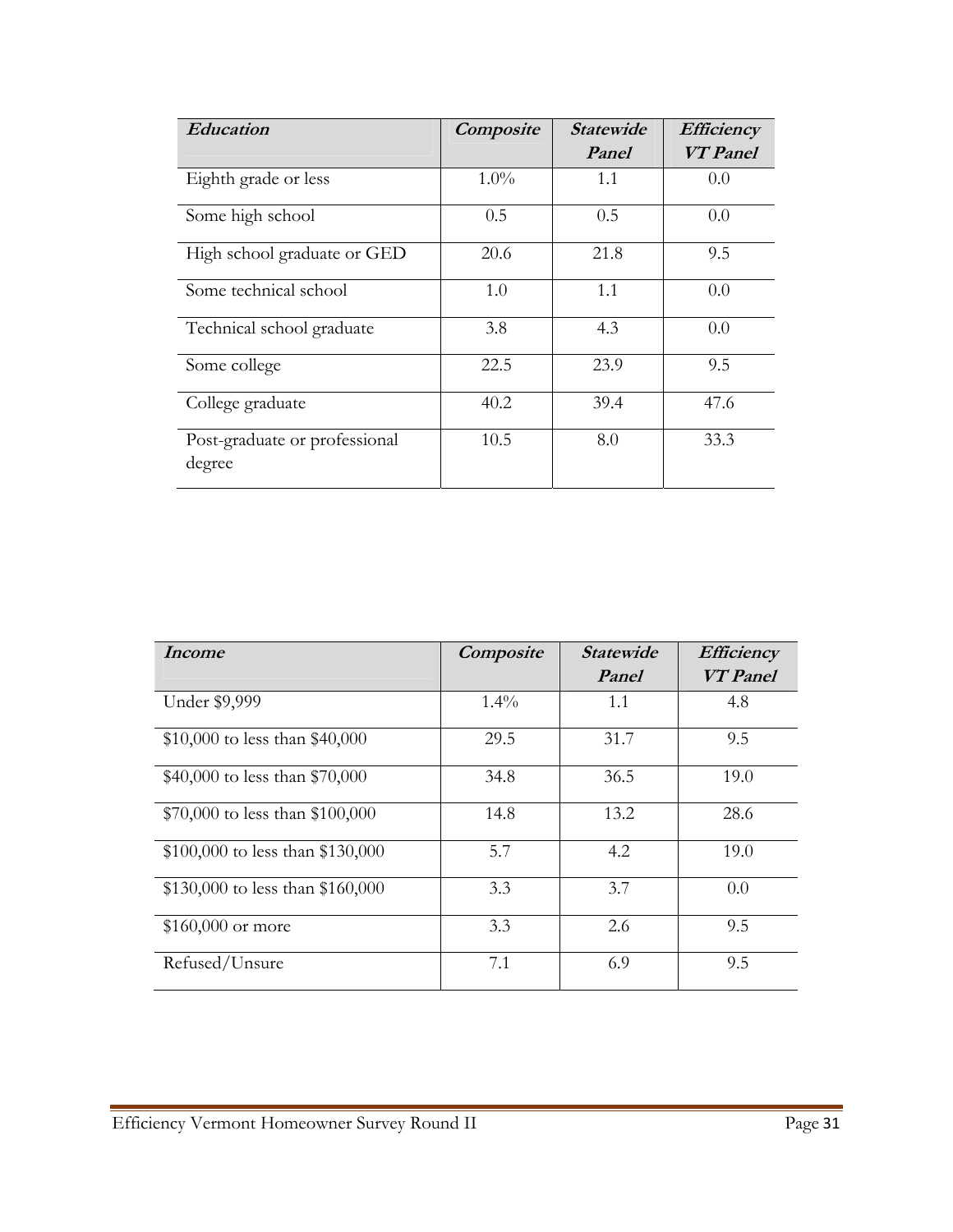| *Education* | *Composite* | *Statewide Panel* | *Efficiency VT Panel* |
|---|---|---|---|
| Eighth grade or less | 1.0% | 1.1 | 0.0 |
| Some high school | 0.5 | 0.5 | 0.0 |
| High school graduate or GED | 20.6 | 21.8 | 9.5 |
| Some technical school | 1.0 | 1.1 | 0.0 |
| Technical school graduate | 3.8 | 4.3 | 0.0 |
| Some college | 22.5 | 23.9 | 9.5 |
| College graduate | 40.2 | 39.4 | 47.6 |
| Post-graduate or professional degree | 10.5 | 8.0 | 33.3 |

| *Income* | *Composite* | *Statewide Panel* | *Efficiency VT Panel* |
|---|---|---|---|
| Under $9,999 | 1.4% | 1.1 | 4.8 |
| $10,000 to less than $40,000 | 29.5 | 31.7 | 9.5 |
| $40,000 to less than $70,000 | 34.8 | 36.5 | 19.0 |
| $70,000 to less than $100,000 | 14.8 | 13.2 | 28.6 |
| $100,000 to less than $130,000 | 5.7 | 4.2 | 19.0 |
| $130,000 to less than $160,000 | 3.3 | 3.7 | 0.0 |
| $160,000 or more | 3.3 | 2.6 | 9.5 |
| Refused/Unsure | 7.1 | 6.9 | 9.5 |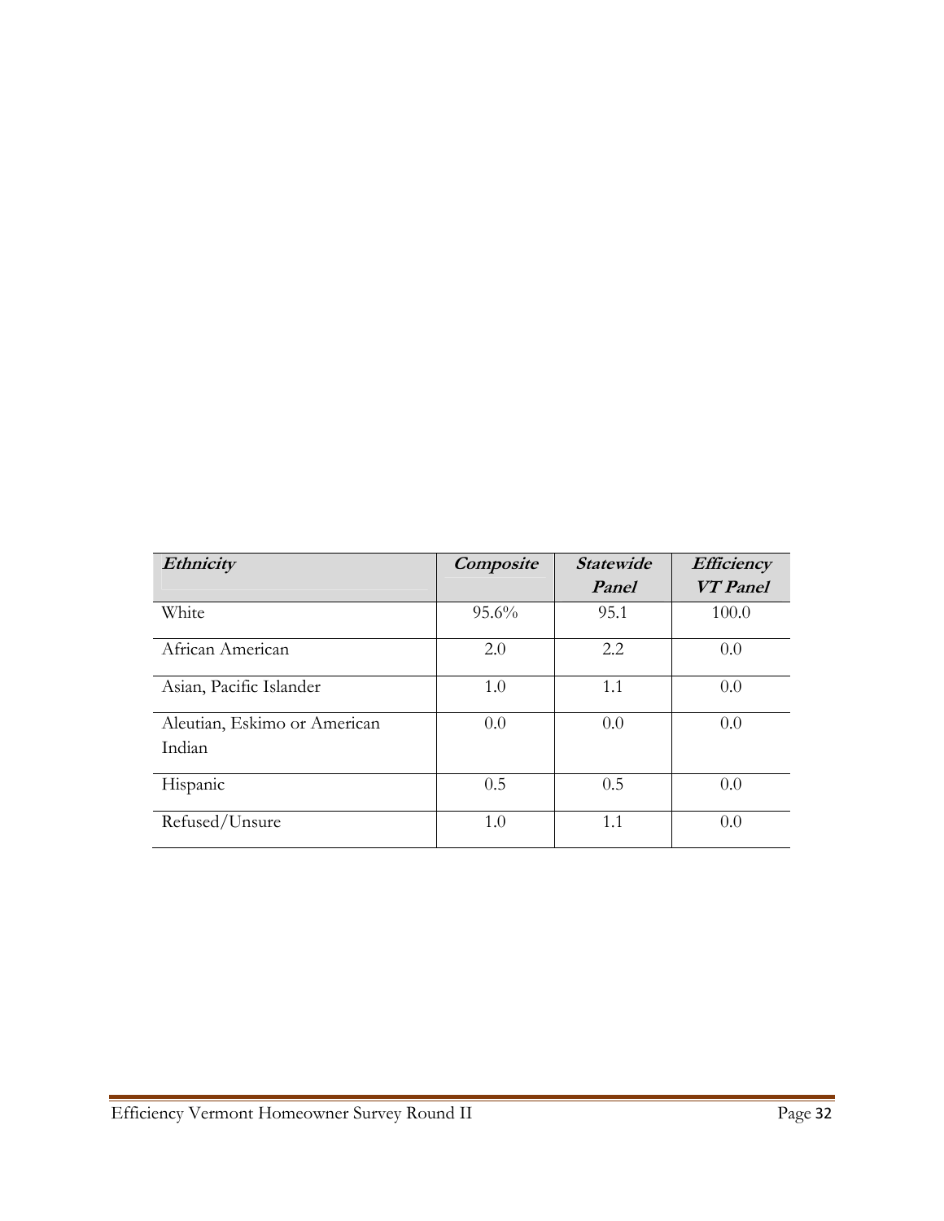| *Ethnicity* | *Composite* | *Statewide Panel* | *Efficiency VT Panel* |
|---|---|---|---|
| White | 95.6% | 95.1 | 100.0 |
| African American | 2.0 | 2.2 | 0.0 |
| Asian, Pacific Islander | 1.0 | 1.1 | 0.0 |
| Aleutian, Eskimo or American Indian | 0.0 | 0.0 | 0.0 |
| Hispanic | 0.5 | 0.5 | 0.0 |
| Refused/Unsure | 1.0 | 1.1 | 0.0 |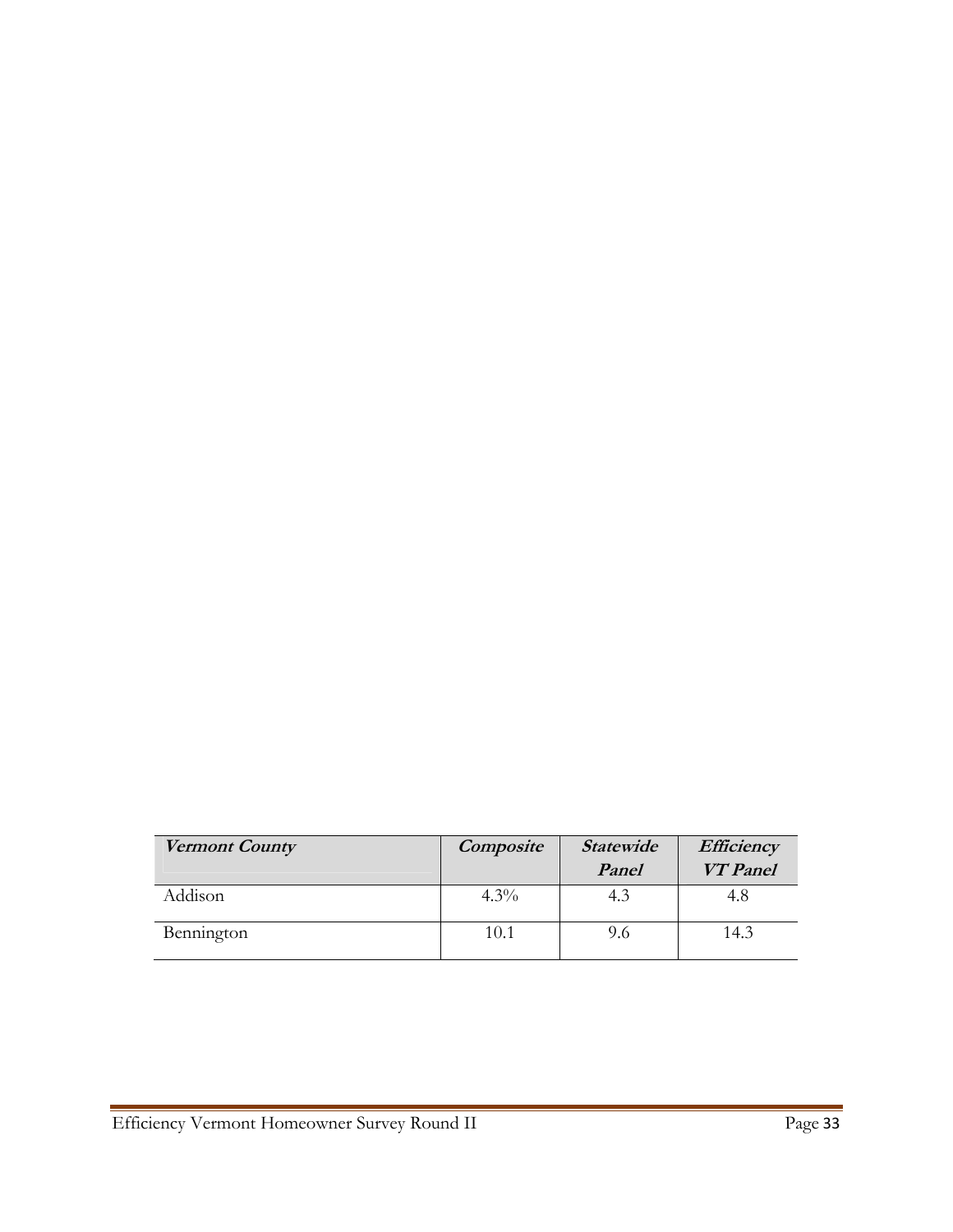| *Vermont County* | *Composite* | *Statewide Panel* | *Efficiency VT Panel* |
|---|---|---|---|
| Addison | 4.3% | 4.3 | 4.8 |
| Bennington | 10.1 | 9.6 | 14.3 |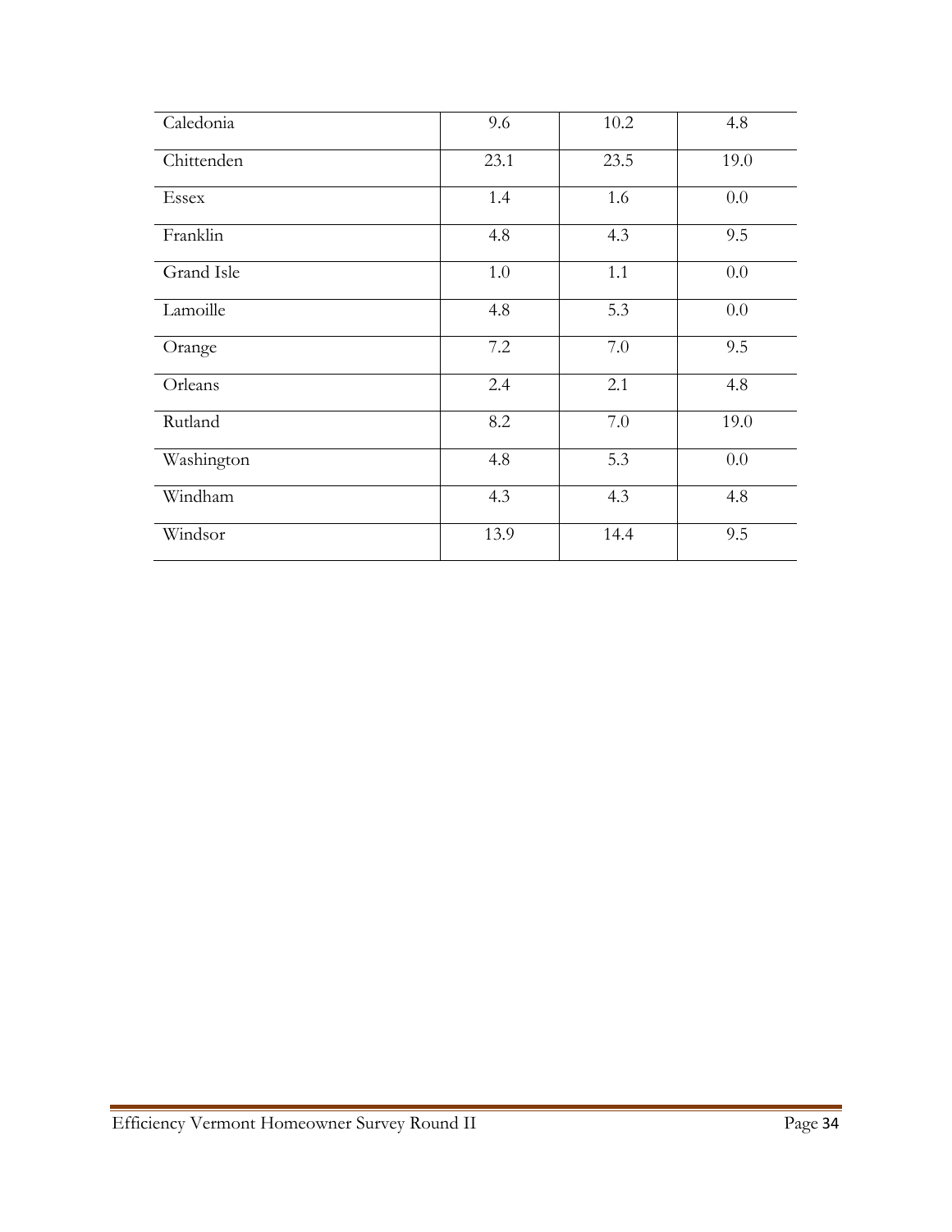| | | | |
|---|---|---|---|
| Caledonia | 9.6 | 10.2 | 4.8 |
| Chittenden | 23.1 | 23.5 | 19.0 |
| Essex | 1.4 | 1.6 | 0.0 |
| Franklin | 4.8 | 4.3 | 9.5 |
| Grand Isle | 1.0 | 1.1 | 0.0 |
| Lamoille | 4.8 | 5.3 | 0.0 |
| Orange | 7.2 | 7.0 | 9.5 |
| Orleans | 2.4 | 2.1 | 4.8 |
| Rutland | 8.2 | 7.0 | 19.0 |
| Washington | 4.8 | 5.3 | 0.0 |
| Windham | 4.3 | 4.3 | 4.8 |
| Windsor | 13.9 | 14.4 | 9.5 |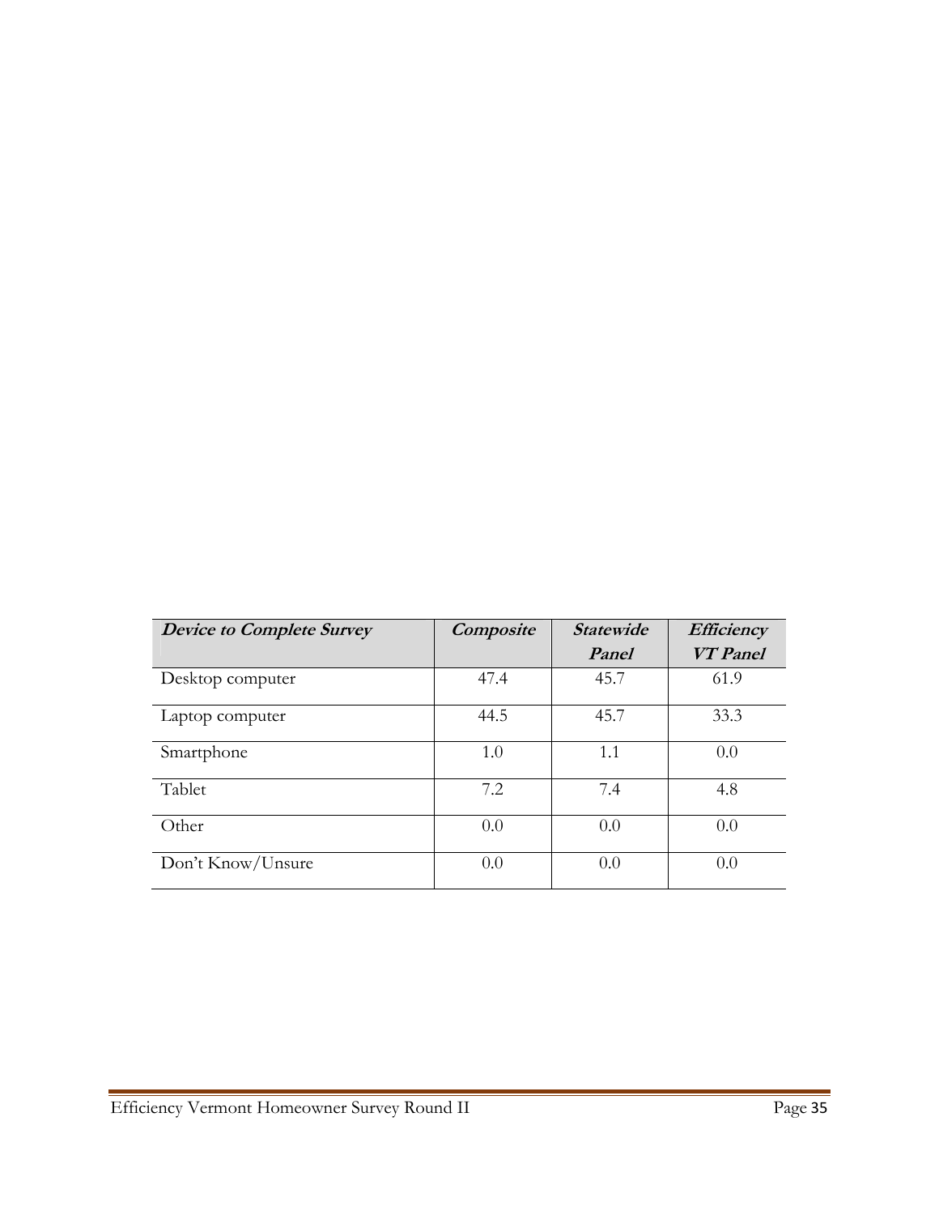| ***Device to Complete Survey*** | ***Composite*** | ***Statewide Panel*** | ***Efficiency VT Panel*** |
|---|---|---|---|
| Desktop computer | 47.4 | 45.7 | 61.9 |
| Laptop computer | 44.5 | 45.7 | 33.3 |
| Smartphone | 1.0 | 1.1 | 0.0 |
| Tablet | 7.2 | 7.4 | 4.8 |
| Other | 0.0 | 0.0 | 0.0 |
| Don't Know/Unsure | 0.0 | 0.0 | 0.0 |